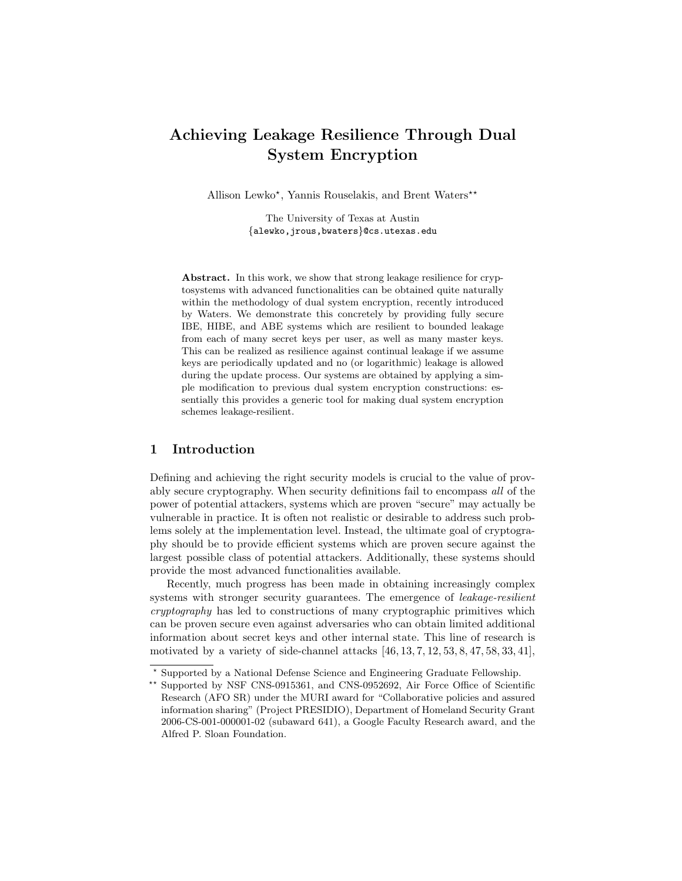# Achieving Leakage Resilience Through Dual System Encryption

Allison Lewko[⋆], Yannis Rouselakis, and Brent Waters[⋆⋆]

The University of Texas at Austin
{alewko,jrous,bwaters}@cs.utexas.edu

**Abstract.** In this work, we show that strong leakage resilience for cryptosystems with advanced functionalities can be obtained quite naturally within the methodology of dual system encryption, recently introduced by Waters. We demonstrate this concretely by providing fully secure IBE, HIBE, and ABE systems which are resilient to bounded leakage from each of many secret keys per user, as well as many master keys. This can be realized as resilience against continual leakage if we assume keys are periodically updated and no (or logarithmic) leakage is allowed during the update process. Our systems are obtained by applying a simple modification to previous dual system encryption constructions: essentially this provides a generic tool for making dual system encryption schemes leakage-resilient.

## 1 Introduction

Defining and achieving the right security models is crucial to the value of provably secure cryptography. When security definitions fail to encompass *all* of the power of potential attackers, systems which are proven "secure" may actually be vulnerable in practice. It is often not realistic or desirable to address such problems solely at the implementation level. Instead, the ultimate goal of cryptography should be to provide efficient systems which are proven secure against the largest possible class of potential attackers. Additionally, these systems should provide the most advanced functionalities available.

Recently, much progress has been made in obtaining increasingly complex systems with stronger security guarantees. The emergence of *leakage-resilient cryptography* has led to constructions of many cryptographic primitives which can be proven secure even against adversaries who can obtain limited additional information about secret keys and other internal state. This line of research is motivated by a variety of side-channel attacks [46, 13, 7, 12, 53, 8, 47, 58, 33, 41],

---

[⋆] Supported by a National Defense Science and Engineering Graduate Fellowship.

[⋆⋆] Supported by NSF CNS-0915361, and CNS-0952692, Air Force Office of Scientific Research (AFO SR) under the MURI award for "Collaborative policies and assured information sharing" (Project PRESIDIO), Department of Homeland Security Grant 2006-CS-001-000001-02 (subaward 641), a Google Faculty Research award, and the Alfred P. Sloan Foundation.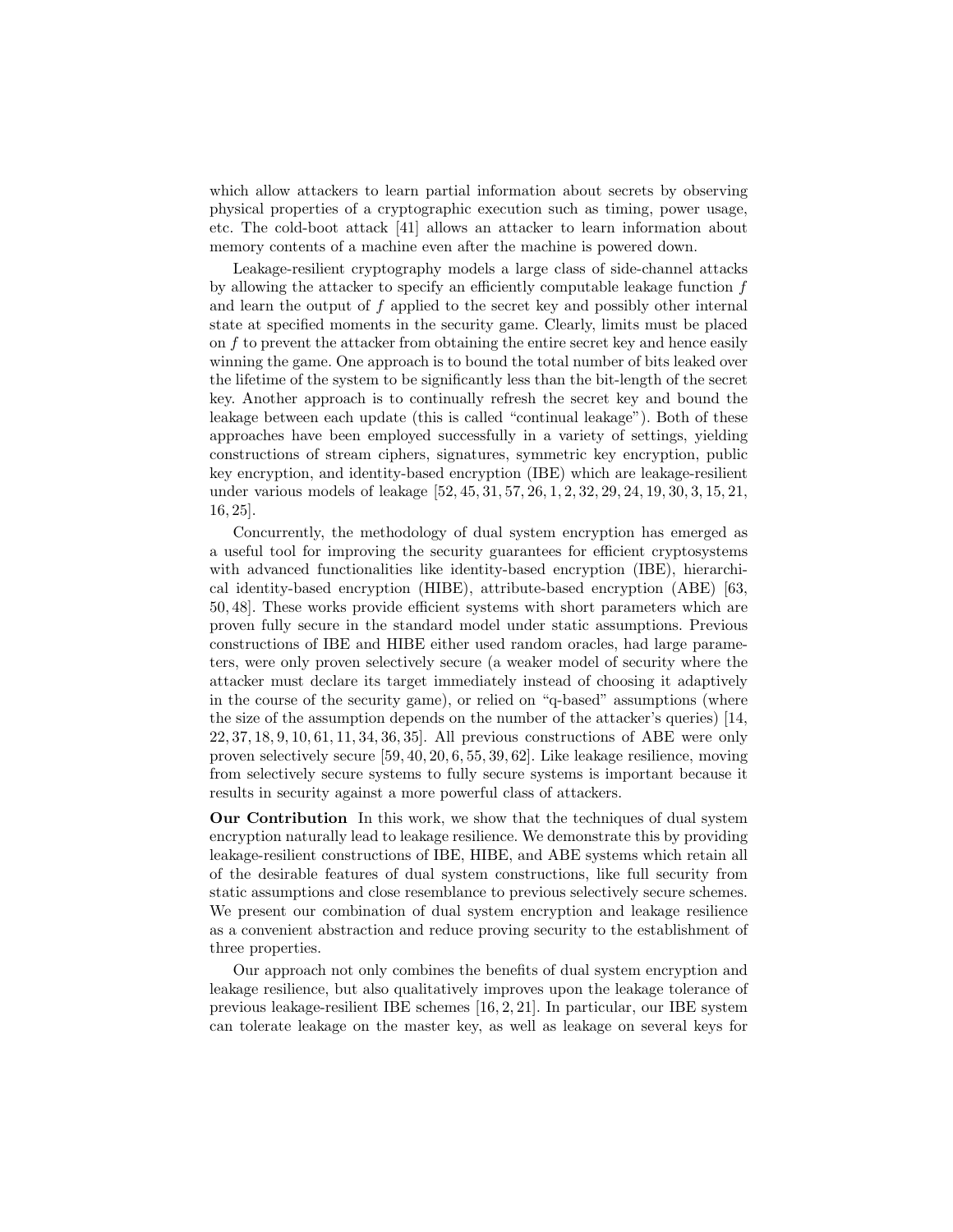which allow attackers to learn partial information about secrets by observing physical properties of a cryptographic execution such as timing, power usage, etc. The cold-boot attack [41] allows an attacker to learn information about memory contents of a machine even after the machine is powered down.

Leakage-resilient cryptography models a large class of side-channel attacks by allowing the attacker to specify an efficiently computable leakage function $f$ and learn the output of $f$ applied to the secret key and possibly other internal state at specified moments in the security game. Clearly, limits must be placed on $f$ to prevent the attacker from obtaining the entire secret key and hence easily winning the game. One approach is to bound the total number of bits leaked over the lifetime of the system to be significantly less than the bit-length of the secret key. Another approach is to continually refresh the secret key and bound the leakage between each update (this is called "continual leakage"). Both of these approaches have been employed successfully in a variety of settings, yielding constructions of stream ciphers, signatures, symmetric key encryption, public key encryption, and identity-based encryption (IBE) which are leakage-resilient under various models of leakage [52, 45, 31, 57, 26, 1, 2, 32, 29, 24, 19, 30, 3, 15, 21, 16, 25].

Concurrently, the methodology of dual system encryption has emerged as a useful tool for improving the security guarantees for efficient cryptosystems with advanced functionalities like identity-based encryption (IBE), hierarchical identity-based encryption (HIBE), attribute-based encryption (ABE) [63, 50, 48]. These works provide efficient systems with short parameters which are proven fully secure in the standard model under static assumptions. Previous constructions of IBE and HIBE either used random oracles, had large parameters, were only proven selectively secure (a weaker model of security where the attacker must declare its target immediately instead of choosing it adaptively in the course of the security game), or relied on "q-based" assumptions (where the size of the assumption depends on the number of the attacker's queries) [14, 22, 37, 18, 9, 10, 61, 11, 34, 36, 35]. All previous constructions of ABE were only proven selectively secure [59, 40, 20, 6, 55, 39, 62]. Like leakage resilience, moving from selectively secure systems to fully secure systems is important because it results in security against a more powerful class of attackers.

**Our Contribution** In this work, we show that the techniques of dual system encryption naturally lead to leakage resilience. We demonstrate this by providing leakage-resilient constructions of IBE, HIBE, and ABE systems which retain all of the desirable features of dual system constructions, like full security from static assumptions and close resemblance to previous selectively secure schemes. We present our combination of dual system encryption and leakage resilience as a convenient abstraction and reduce proving security to the establishment of three properties.

Our approach not only combines the benefits of dual system encryption and leakage resilience, but also qualitatively improves upon the leakage tolerance of previous leakage-resilient IBE schemes [16, 2, 21]. In particular, our IBE system can tolerate leakage on the master key, as well as leakage on several keys for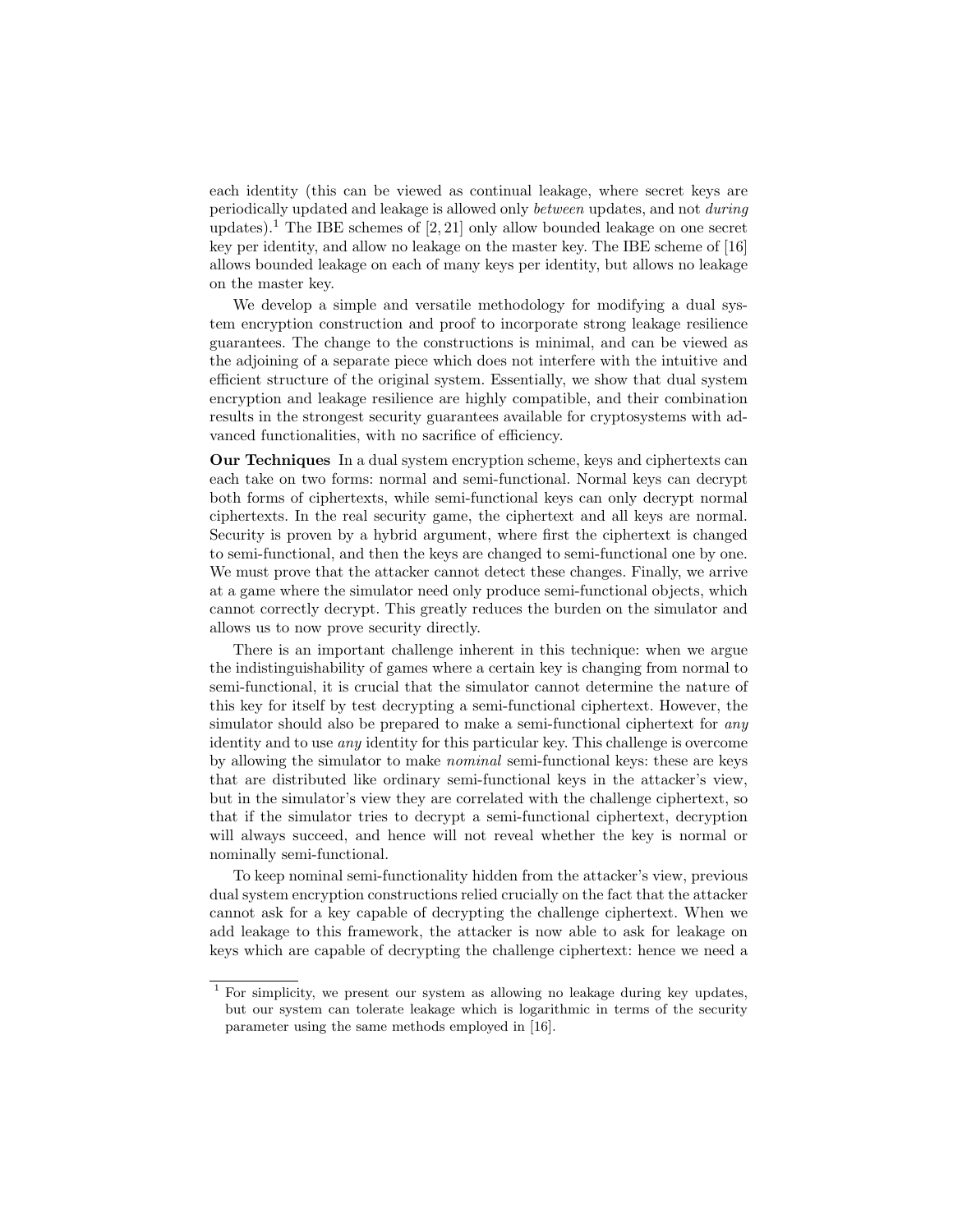each identity (this can be viewed as continual leakage, where secret keys are periodically updated and leakage is allowed only *between* updates, and not *during* updates).[1] The IBE schemes of [2, 21] only allow bounded leakage on one secret key per identity, and allow no leakage on the master key. The IBE scheme of [16] allows bounded leakage on each of many keys per identity, but allows no leakage on the master key.

We develop a simple and versatile methodology for modifying a dual system encryption construction and proof to incorporate strong leakage resilience guarantees. The change to the constructions is minimal, and can be viewed as the adjoining of a separate piece which does not interfere with the intuitive and efficient structure of the original system. Essentially, we show that dual system encryption and leakage resilience are highly compatible, and their combination results in the strongest security guarantees available for cryptosystems with advanced functionalities, with no sacrifice of efficiency.

**Our Techniques** In a dual system encryption scheme, keys and ciphertexts can each take on two forms: normal and semi-functional. Normal keys can decrypt both forms of ciphertexts, while semi-functional keys can only decrypt normal ciphertexts. In the real security game, the ciphertext and all keys are normal. Security is proven by a hybrid argument, where first the ciphertext is changed to semi-functional, and then the keys are changed to semi-functional one by one. We must prove that the attacker cannot detect these changes. Finally, we arrive at a game where the simulator need only produce semi-functional objects, which cannot correctly decrypt. This greatly reduces the burden on the simulator and allows us to now prove security directly.

There is an important challenge inherent in this technique: when we argue the indistinguishability of games where a certain key is changing from normal to semi-functional, it is crucial that the simulator cannot determine the nature of this key for itself by test decrypting a semi-functional ciphertext. However, the simulator should also be prepared to make a semi-functional ciphertext for *any* identity and to use *any* identity for this particular key. This challenge is overcome by allowing the simulator to make *nominal* semi-functional keys: these are keys that are distributed like ordinary semi-functional keys in the attacker's view, but in the simulator's view they are correlated with the challenge ciphertext, so that if the simulator tries to decrypt a semi-functional ciphertext, decryption will always succeed, and hence will not reveal whether the key is normal or nominally semi-functional.

To keep nominal semi-functionality hidden from the attacker's view, previous dual system encryption constructions relied crucially on the fact that the attacker cannot ask for a key capable of decrypting the challenge ciphertext. When we add leakage to this framework, the attacker is now able to ask for leakage on keys which are capable of decrypting the challenge ciphertext: hence we need a

[1] For simplicity, we present our system as allowing no leakage during key updates, but our system can tolerate leakage which is logarithmic in terms of the security parameter using the same methods employed in [16].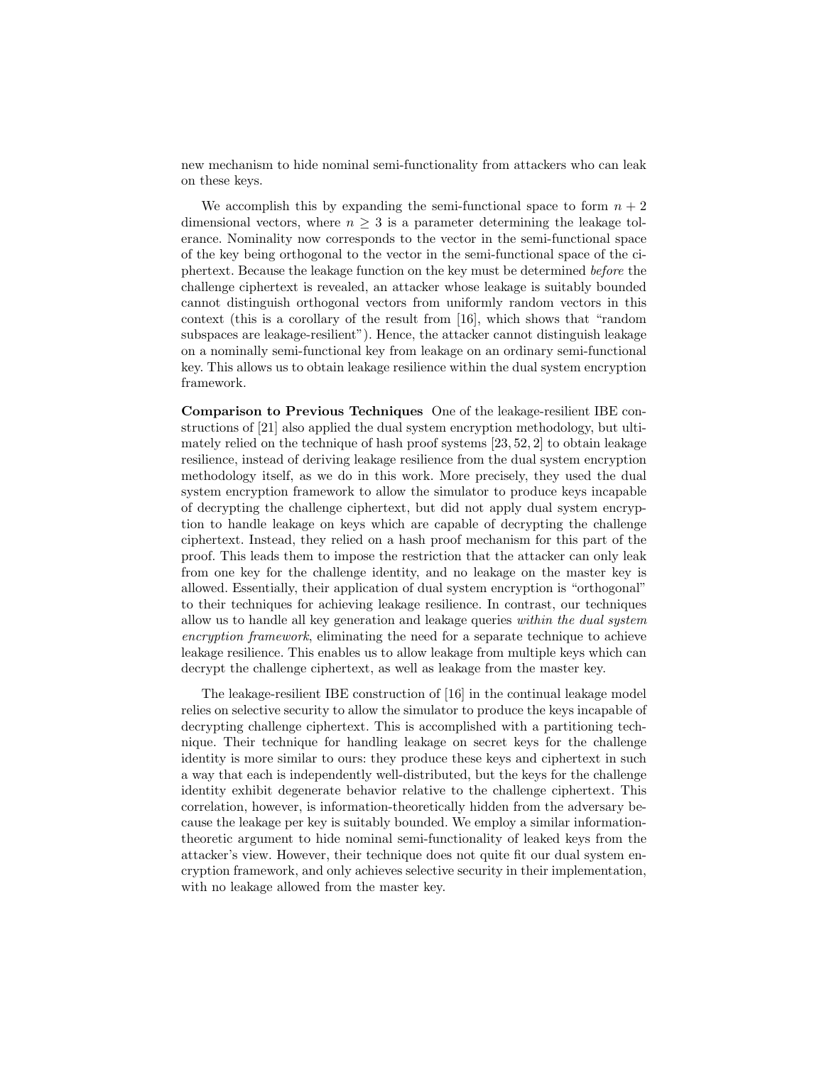new mechanism to hide nominal semi-functionality from attackers who can leak on these keys.

We accomplish this by expanding the semi-functional space to form $n + 2$ dimensional vectors, where $n \geq 3$ is a parameter determining the leakage tolerance. Nominality now corresponds to the vector in the semi-functional space of the key being orthogonal to the vector in the semi-functional space of the ciphertext. Because the leakage function on the key must be determined *before* the challenge ciphertext is revealed, an attacker whose leakage is suitably bounded cannot distinguish orthogonal vectors from uniformly random vectors in this context (this is a corollary of the result from [16], which shows that "random subspaces are leakage-resilient"). Hence, the attacker cannot distinguish leakage on a nominally semi-functional key from leakage on an ordinary semi-functional key. This allows us to obtain leakage resilience within the dual system encryption framework.

**Comparison to Previous Techniques** One of the leakage-resilient IBE constructions of [21] also applied the dual system encryption methodology, but ultimately relied on the technique of hash proof systems [23, 52, 2] to obtain leakage resilience, instead of deriving leakage resilience from the dual system encryption methodology itself, as we do in this work. More precisely, they used the dual system encryption framework to allow the simulator to produce keys incapable of decrypting the challenge ciphertext, but did not apply dual system encryption to handle leakage on keys which are capable of decrypting the challenge ciphertext. Instead, they relied on a hash proof mechanism for this part of the proof. This leads them to impose the restriction that the attacker can only leak from one key for the challenge identity, and no leakage on the master key is allowed. Essentially, their application of dual system encryption is "orthogonal" to their techniques for achieving leakage resilience. In contrast, our techniques allow us to handle all key generation and leakage queries *within the dual system encryption framework*, eliminating the need for a separate technique to achieve leakage resilience. This enables us to allow leakage from multiple keys which can decrypt the challenge ciphertext, as well as leakage from the master key.

The leakage-resilient IBE construction of [16] in the continual leakage model relies on selective security to allow the simulator to produce the keys incapable of decrypting challenge ciphertext. This is accomplished with a partitioning technique. Their technique for handling leakage on secret keys for the challenge identity is more similar to ours: they produce these keys and ciphertext in such a way that each is independently well-distributed, but the keys for the challenge identity exhibit degenerate behavior relative to the challenge ciphertext. This correlation, however, is information-theoretically hidden from the adversary because the leakage per key is suitably bounded. We employ a similar information-theoretic argument to hide nominal semi-functionality of leaked keys from the attacker's view. However, their technique does not quite fit our dual system encryption framework, and only achieves selective security in their implementation, with no leakage allowed from the master key.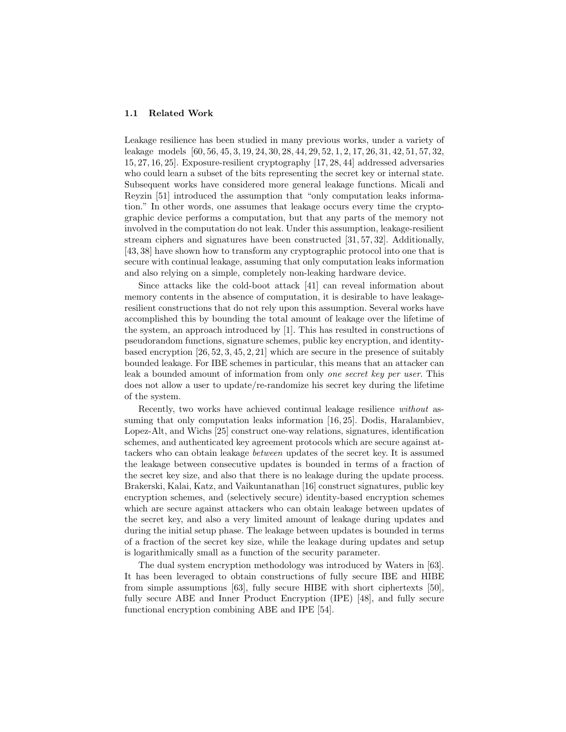### 1.1 Related Work

Leakage resilience has been studied in many previous works, under a variety of leakage models [60, 56, 45, 3, 19, 24, 30, 28, 44, 29, 52, 1, 2, 17, 26, 31, 42, 51, 57, 32, 15, 27, 16, 25]. Exposure-resilient cryptography [17, 28, 44] addressed adversaries who could learn a subset of the bits representing the secret key or internal state. Subsequent works have considered more general leakage functions. Micali and Reyzin [51] introduced the assumption that "only computation leaks information." In other words, one assumes that leakage occurs every time the cryptographic device performs a computation, but that any parts of the memory not involved in the computation do not leak. Under this assumption, leakage-resilient stream ciphers and signatures have been constructed [31, 57, 32]. Additionally, [43, 38] have shown how to transform any cryptographic protocol into one that is secure with continual leakage, assuming that only computation leaks information and also relying on a simple, completely non-leaking hardware device.

Since attacks like the cold-boot attack [41] can reveal information about memory contents in the absence of computation, it is desirable to have leakage-resilient constructions that do not rely upon this assumption. Several works have accomplished this by bounding the total amount of leakage over the lifetime of the system, an approach introduced by [1]. This has resulted in constructions of pseudorandom functions, signature schemes, public key encryption, and identity-based encryption [26, 52, 3, 45, 2, 21] which are secure in the presence of suitably bounded leakage. For IBE schemes in particular, this means that an attacker can leak a bounded amount of information from only *one secret key per user*. This does not allow a user to update/re-randomize his secret key during the lifetime of the system.

Recently, two works have achieved continual leakage resilience *without* assuming that only computation leaks information [16, 25]. Dodis, Haralambiev, Lopez-Alt, and Wichs [25] construct one-way relations, signatures, identification schemes, and authenticated key agreement protocols which are secure against attackers who can obtain leakage *between* updates of the secret key. It is assumed the leakage between consecutive updates is bounded in terms of a fraction of the secret key size, and also that there is no leakage during the update process. Brakerski, Kalai, Katz, and Vaikuntanathan [16] construct signatures, public key encryption schemes, and (selectively secure) identity-based encryption schemes which are secure against attackers who can obtain leakage between updates of the secret key, and also a very limited amount of leakage during updates and during the initial setup phase. The leakage between updates is bounded in terms of a fraction of the secret key size, while the leakage during updates and setup is logarithmically small as a function of the security parameter.

The dual system encryption methodology was introduced by Waters in [63]. It has been leveraged to obtain constructions of fully secure IBE and HIBE from simple assumptions [63], fully secure HIBE with short ciphertexts [50], fully secure ABE and Inner Product Encryption (IPE) [48], and fully secure functional encryption combining ABE and IPE [54].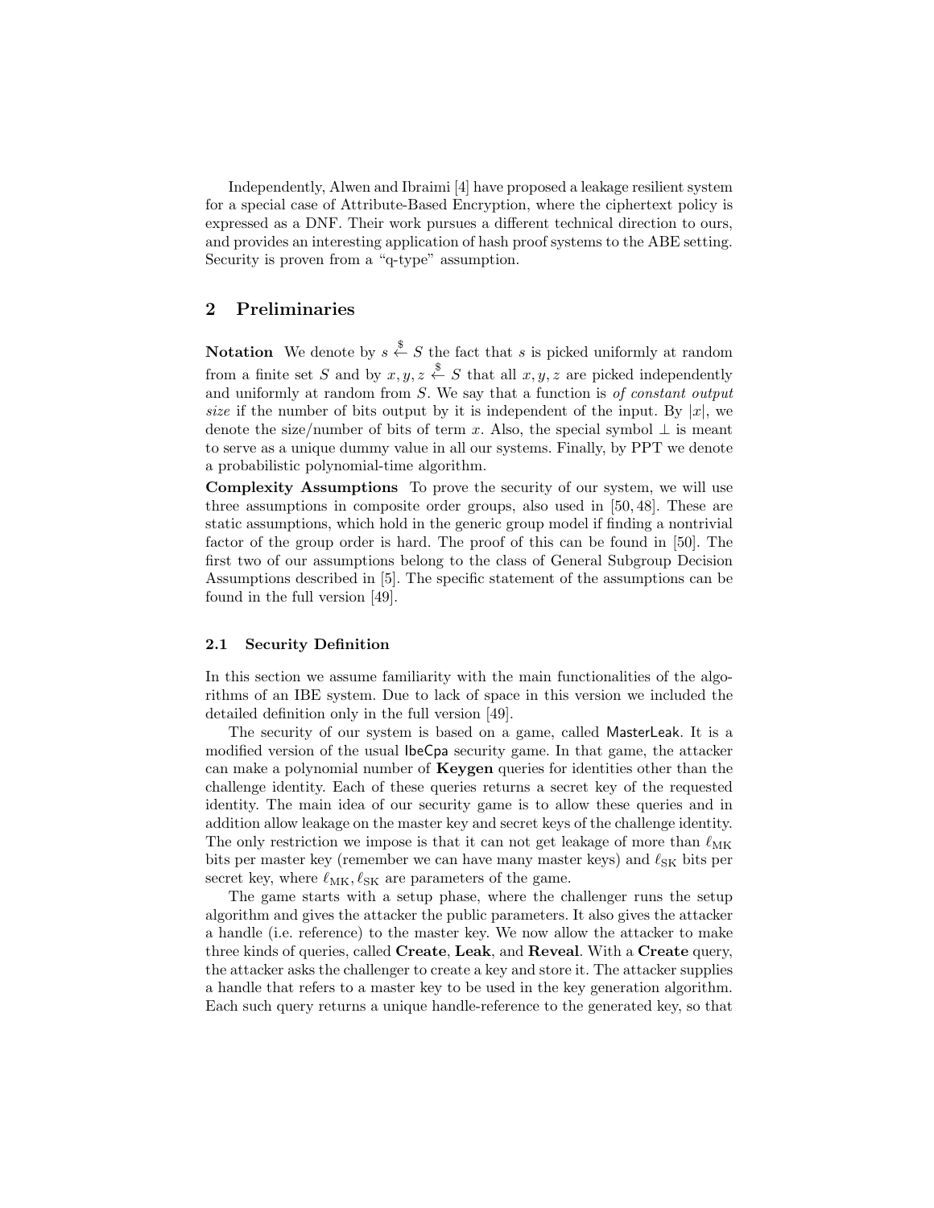Independently, Alwen and Ibraimi [4] have proposed a leakage resilient system for a special case of Attribute-Based Encryption, where the ciphertext policy is expressed as a DNF. Their work pursues a different technical direction to ours, and provides an interesting application of hash proof systems to the ABE setting. Security is proven from a "q-type" assumption.

## 2 Preliminaries

**Notation** We denote by $s \xleftarrow{\$} S$ the fact that $s$ is picked uniformly at random from a finite set $S$ and by $x, y, z \xleftarrow{\$} S$ that all $x, y, z$ are picked independently and uniformly at random from $S$. We say that a function is *of constant output size* if the number of bits output by it is independent of the input. By $|x|$, we denote the size/number of bits of term $x$. Also, the special symbol $\perp$ is meant to serve as a unique dummy value in all our systems. Finally, by PPT we denote a probabilistic polynomial-time algorithm.

**Complexity Assumptions** To prove the security of our system, we will use three assumptions in composite order groups, also used in [50, 48]. These are static assumptions, which hold in the generic group model if finding a nontrivial factor of the group order is hard. The proof of this can be found in [50]. The first two of our assumptions belong to the class of General Subgroup Decision Assumptions described in [5]. The specific statement of the assumptions can be found in the full version [49].

### 2.1 Security Definition

In this section we assume familiarity with the main functionalities of the algorithms of an IBE system. Due to lack of space in this version we included the detailed definition only in the full version [49].

The security of our system is based on a game, called MasterLeak. It is a modified version of the usual IbeCpa security game. In that game, the attacker can make a polynomial number of **Keygen** queries for identities other than the challenge identity. Each of these queries returns a secret key of the requested identity. The main idea of our security game is to allow these queries and in addition allow leakage on the master key and secret keys of the challenge identity. The only restriction we impose is that it can not get leakage of more than $\ell_{\text{MK}}$ bits per master key (remember we can have many master keys) and $\ell_{\text{SK}}$ bits per secret key, where $\ell_{\text{MK}}, \ell_{\text{SK}}$ are parameters of the game.

The game starts with a setup phase, where the challenger runs the setup algorithm and gives the attacker the public parameters. It also gives the attacker a handle (i.e. reference) to the master key. We now allow the attacker to make three kinds of queries, called **Create**, **Leak**, and **Reveal**. With a **Create** query, the attacker asks the challenger to create a key and store it. The attacker supplies a handle that refers to a master key to be used in the key generation algorithm. Each such query returns a unique handle-reference to the generated key, so that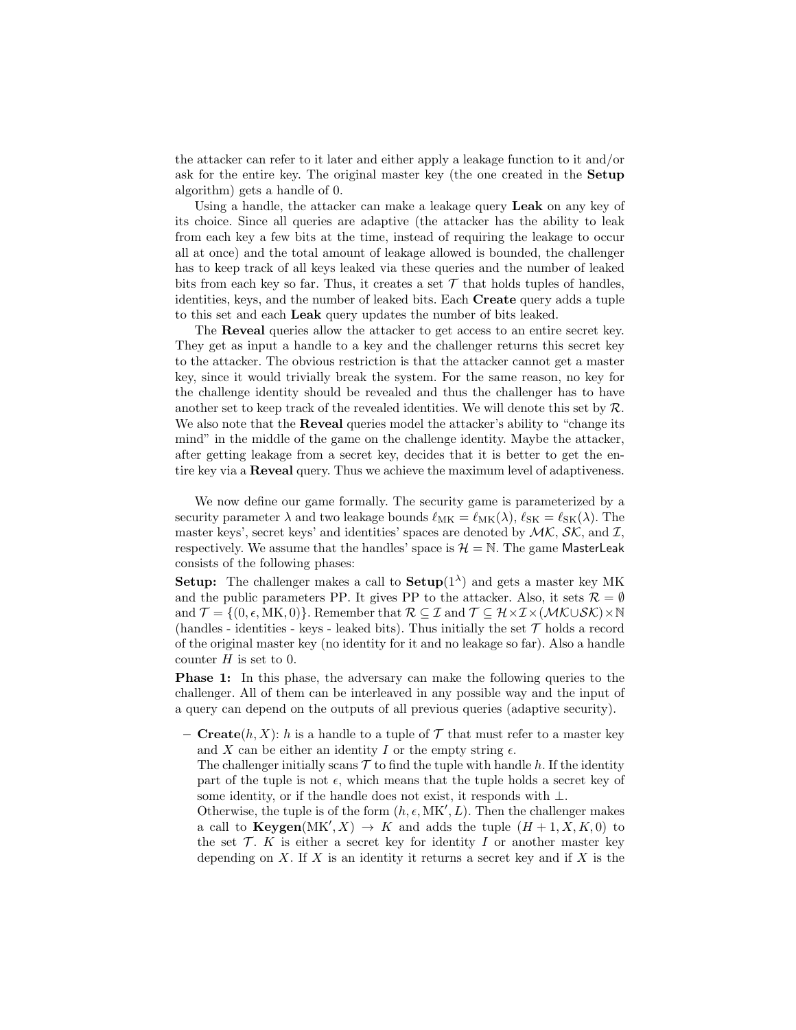the attacker can refer to it later and either apply a leakage function to it and/or ask for the entire key. The original master key (the one created in the **Setup** algorithm) gets a handle of 0.

Using a handle, the attacker can make a leakage query **Leak** on any key of its choice. Since all queries are adaptive (the attacker has the ability to leak from each key a few bits at the time, instead of requiring the leakage to occur all at once) and the total amount of leakage allowed is bounded, the challenger has to keep track of all keys leaked via these queries and the number of leaked bits from each key so far. Thus, it creates a set $\mathcal{T}$ that holds tuples of handles, identities, keys, and the number of leaked bits. Each **Create** query adds a tuple to this set and each **Leak** query updates the number of bits leaked.

The **Reveal** queries allow the attacker to get access to an entire secret key. They get as input a handle to a key and the challenger returns this secret key to the attacker. The obvious restriction is that the attacker cannot get a master key, since it would trivially break the system. For the same reason, no key for the challenge identity should be revealed and thus the challenger has to have another set to keep track of the revealed identities. We will denote this set by $\mathcal{R}$. We also note that the **Reveal** queries model the attacker's ability to "change its mind" in the middle of the game on the challenge identity. Maybe the attacker, after getting leakage from a secret key, decides that it is better to get the entire key via a **Reveal** query. Thus we achieve the maximum level of adaptiveness.

We now define our game formally. The security game is parameterized by a security parameter $\lambda$ and two leakage bounds $\ell_{\mathrm{MK}} = \ell_{\mathrm{MK}}(\lambda)$, $\ell_{\mathrm{SK}} = \ell_{\mathrm{SK}}(\lambda)$. The master keys', secret keys' and identities' spaces are denoted by $\mathcal{MK}$, $\mathcal{SK}$, and $\mathcal{I}$, respectively. We assume that the handles' space is $\mathcal{H} = \mathbb{N}$. The game MasterLeak consists of the following phases:

**Setup:** The challenger makes a call to $\mathbf{Setup}(1^\lambda)$ and gets a master key MK and the public parameters PP. It gives PP to the attacker. Also, it sets $\mathcal{R} = \emptyset$ and $\mathcal{T} = \{(0, \epsilon, \mathrm{MK}, 0)\}$. Remember that $\mathcal{R} \subseteq \mathcal{I}$ and $\mathcal{T} \subseteq \mathcal{H} \times \mathcal{I} \times (\mathcal{MK} \cup \mathcal{SK}) \times \mathbb{N}$ (handles - identities - keys - leaked bits). Thus initially the set $\mathcal{T}$ holds a record of the original master key (no identity for it and no leakage so far). Also a handle counter $H$ is set to 0.

**Phase 1:** In this phase, the adversary can make the following queries to the challenger. All of them can be interleaved in any possible way and the input of a query can depend on the outputs of all previous queries (adaptive security).

- **Create**$(h, X)$: $h$ is a handle to a tuple of $\mathcal{T}$ that must refer to a master key and $X$ can be either an identity $I$ or the empty string $\epsilon$.
  The challenger initially scans $\mathcal{T}$ to find the tuple with handle $h$. If the identity part of the tuple is not $\epsilon$, which means that the tuple holds a secret key of some identity, or if the handle does not exist, it responds with $\perp$.
  Otherwise, the tuple is of the form $(h, \epsilon, \mathrm{MK}', L)$. Then the challenger makes a call to $\mathbf{Keygen}(\mathrm{MK}', X) \to K$ and adds the tuple $(H + 1, X, K, 0)$ to the set $\mathcal{T}$. $K$ is either a secret key for identity $I$ or another master key depending on $X$. If $X$ is an identity it returns a secret key and if $X$ is the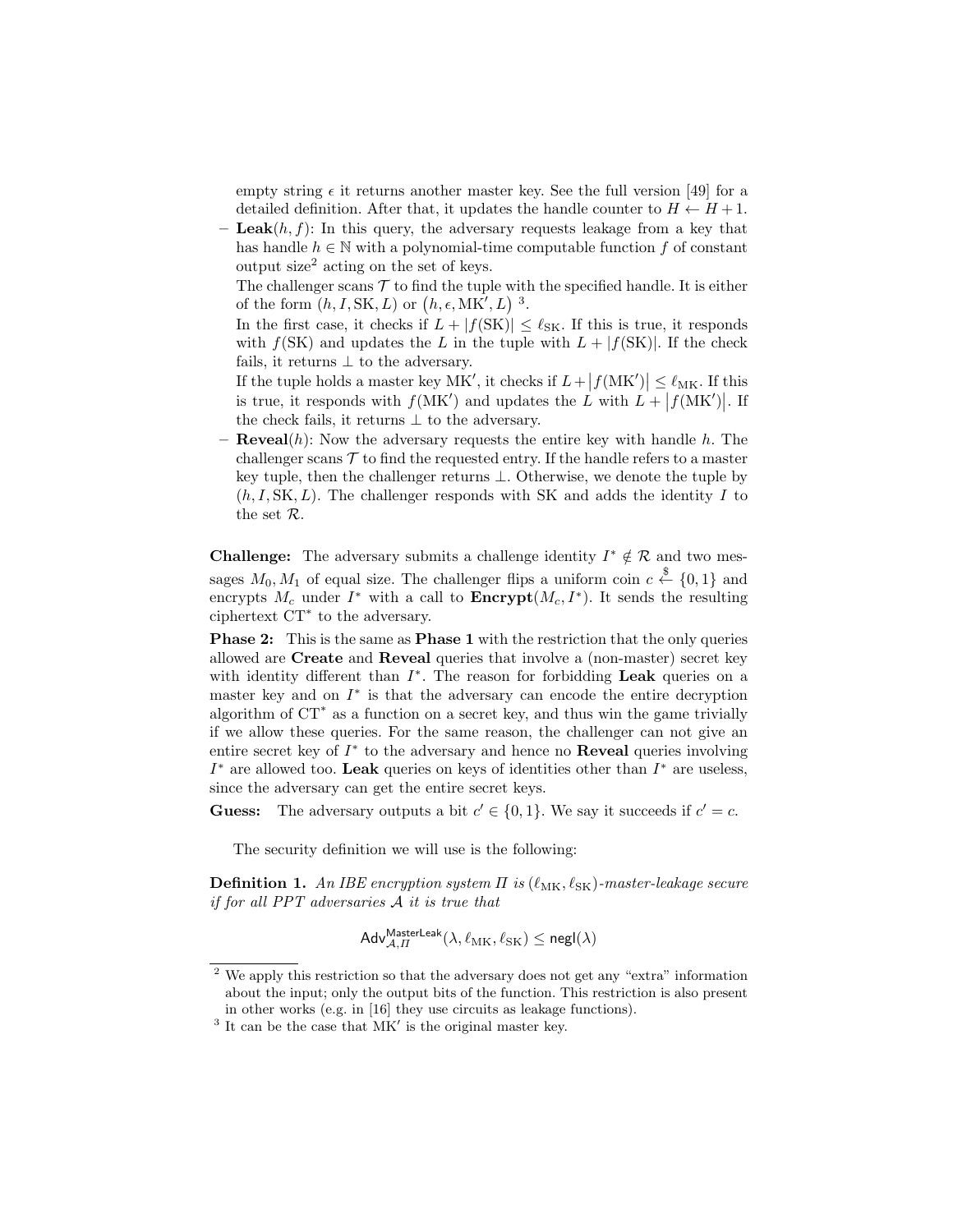empty string $\epsilon$ it returns another master key. See the full version [49] for a detailed definition. After that, it updates the handle counter to $H \leftarrow H + 1$.

- **Leak**$(h, f)$: In this query, the adversary requests leakage from a key that has handle $h \in \mathbb{N}$ with a polynomial-time computable function $f$ of constant output size[2] acting on the set of keys.
  The challenger scans $\mathcal{T}$ to find the tuple with the specified handle. It is either of the form $(h, I, \text{SK}, L)$ or $(h, \epsilon, \text{MK}', L)$ [3].
  In the first case, it checks if $L + |f(\text{SK})| \leq \ell_{\text{SK}}$. If this is true, it responds with $f(\text{SK})$ and updates the $L$ in the tuple with $L + |f(\text{SK})|$. If the check fails, it returns $\perp$ to the adversary.
  If the tuple holds a master key $\text{MK}'$, it checks if $L + |f(\text{MK}')| \leq \ell_{\text{MK}}$. If this is true, it responds with $f(\text{MK}')$ and updates the $L$ with $L + |f(\text{MK}')|$. If the check fails, it returns $\perp$ to the adversary.
- **Reveal**$(h)$: Now the adversary requests the entire key with handle $h$. The challenger scans $\mathcal{T}$ to find the requested entry. If the handle refers to a master key tuple, then the challenger returns $\perp$. Otherwise, we denote the tuple by $(h, I, \text{SK}, L)$. The challenger responds with SK and adds the identity $I$ to the set $\mathcal{R}$.

**Challenge:** The adversary submits a challenge identity $I^* \notin \mathcal{R}$ and two messages $M_0, M_1$ of equal size. The challenger flips a uniform coin $c \xleftarrow{\$} \{0, 1\}$ and encrypts $M_c$ under $I^*$ with a call to **Encrypt**$(M_c, I^*)$. It sends the resulting ciphertext $\text{CT}^*$ to the adversary.

**Phase 2:** This is the same as **Phase 1** with the restriction that the only queries allowed are **Create** and **Reveal** queries that involve a (non-master) secret key with identity different than $I^*$. The reason for forbidding **Leak** queries on a master key and on $I^*$ is that the adversary can encode the entire decryption algorithm of $\text{CT}^*$ as a function on a secret key, and thus win the game trivially if we allow these queries. For the same reason, the challenger can not give an entire secret key of $I^*$ to the adversary and hence no **Reveal** queries involving $I^*$ are allowed too. **Leak** queries on keys of identities other than $I^*$ are useless, since the adversary can get the entire secret keys.

**Guess:** The adversary outputs a bit $c' \in \{0, 1\}$. We say it succeeds if $c' = c$.

The security definition we will use is the following:

**Definition 1.** *An IBE encryption system $\Pi$ is $(\ell_{\text{MK}}, \ell_{\text{SK}})$-master-leakage secure if for all PPT adversaries $\mathcal{A}$ it is true that*

$$\mathsf{Adv}_{\mathcal{A},\Pi}^{\mathsf{MasterLeak}}(\lambda, \ell_{\text{MK}}, \ell_{\text{SK}}) \leq \mathsf{negl}(\lambda)$$

---

[2] We apply this restriction so that the adversary does not get any "extra" information about the input; only the output bits of the function. This restriction is also present in other works (e.g. in [16] they use circuits as leakage functions).

[3] It can be the case that $\text{MK}'$ is the original master key.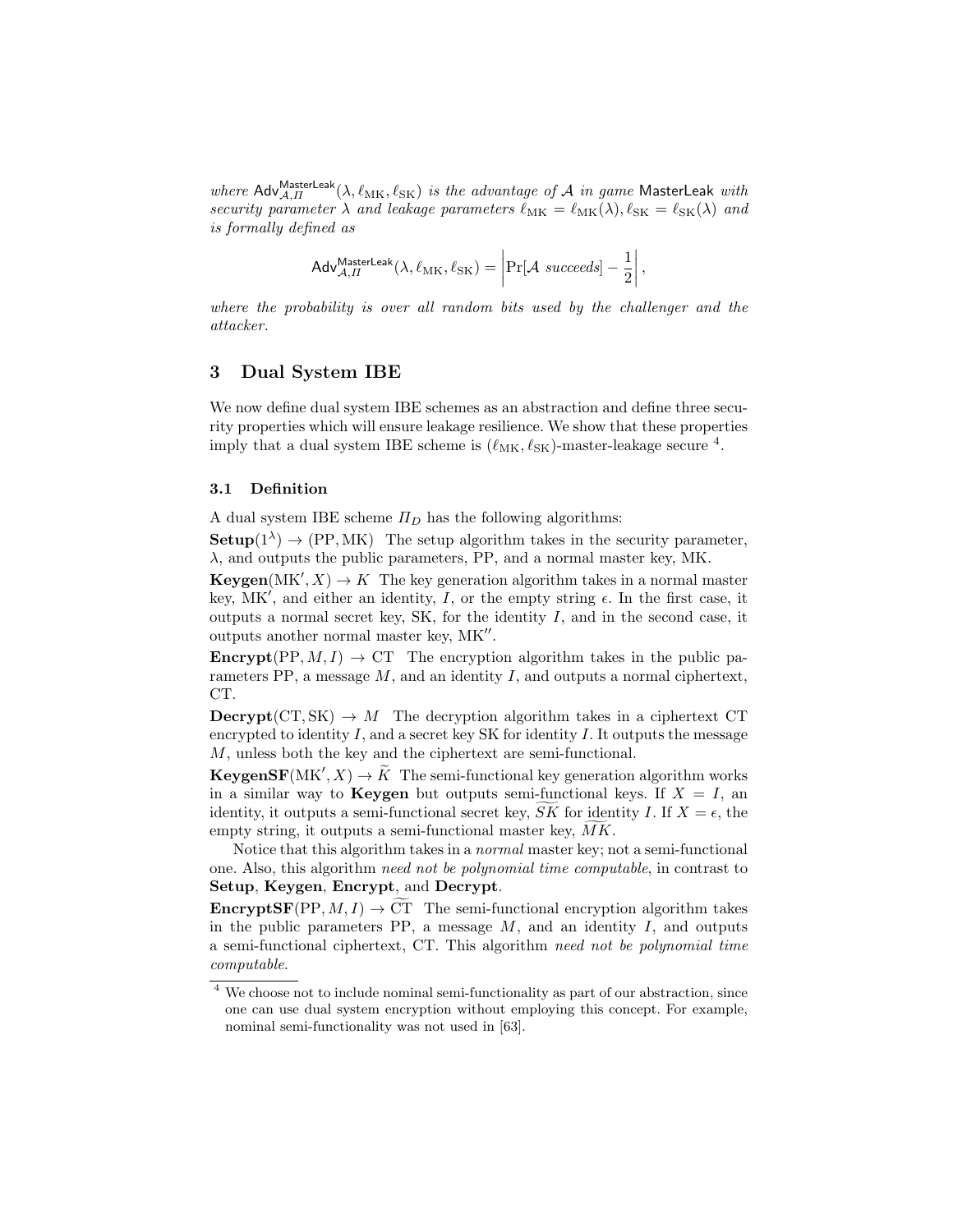*where* $\mathsf{Adv}^{\mathsf{MasterLeak}}_{\mathcal{A},\Pi}(\lambda, \ell_{\mathrm{MK}}, \ell_{\mathrm{SK}})$ *is the advantage of* $\mathcal{A}$ *in game* $\mathsf{MasterLeak}$ *with security parameter* $\lambda$ *and leakage parameters* $\ell_{\mathrm{MK}} = \ell_{\mathrm{MK}}(\lambda), \ell_{\mathrm{SK}} = \ell_{\mathrm{SK}}(\lambda)$ *and is formally defined as*

$$\mathsf{Adv}^{\mathsf{MasterLeak}}_{\mathcal{A},\Pi}(\lambda, \ell_{\mathrm{MK}}, \ell_{\mathrm{SK}}) = \left| \Pr[\mathcal{A} \text{ succeeds}] - \frac{1}{2} \right|,$$

*where the probability is over all random bits used by the challenger and the attacker.*

# 3 Dual System IBE

We now define dual system IBE schemes as an abstraction and define three security properties which will ensure leakage resilience. We show that these properties imply that a dual system IBE scheme is $(\ell_{\mathrm{MK}}, \ell_{\mathrm{SK}})$-master-leakage secure [4].

## 3.1 Definition

A dual system IBE scheme $\Pi_D$ has the following algorithms:

**Setup**$(1^\lambda) \to (\mathrm{PP}, \mathrm{MK})$ The setup algorithm takes in the security parameter, $\lambda$, and outputs the public parameters, PP, and a normal master key, MK.

**Keygen**$(\mathrm{MK}', X) \to K$ The key generation algorithm takes in a normal master key, $\mathrm{MK}'$, and either an identity, $I$, or the empty string $\epsilon$. In the first case, it outputs a normal secret key, SK, for the identity $I$, and in the second case, it outputs another normal master key, $\mathrm{MK}''$.

**Encrypt**$(\mathrm{PP}, M, I) \to \mathrm{CT}$ The encryption algorithm takes in the public parameters PP, a message $M$, and an identity $I$, and outputs a normal ciphertext, CT.

**Decrypt**$(\mathrm{CT}, \mathrm{SK}) \to M$ The decryption algorithm takes in a ciphertext CT encrypted to identity $I$, and a secret key SK for identity $I$. It outputs the message $M$, unless both the key and the ciphertext are semi-functional.

**KeygenSF**$(\mathrm{MK}', X) \to \widetilde{K}$ The semi-functional key generation algorithm works in a similar way to **Keygen** but outputs semi-functional keys. If $X = I$, an identity, it outputs a semi-functional secret key, $\widetilde{SK}$ for identity $I$. If $X = \epsilon$, the empty string, it outputs a semi-functional master key, $\widetilde{MK}$.

Notice that this algorithm takes in a *normal* master key; not a semi-functional one. Also, this algorithm *need not be polynomial time computable*, in contrast to **Setup**, **Keygen**, **Encrypt**, and **Decrypt**.

**EncryptSF**$(\mathrm{PP}, M, I) \to \widetilde{\mathrm{CT}}$ The semi-functional encryption algorithm takes in the public parameters PP, a message $M$, and an identity $I$, and outputs a semi-functional ciphertext, CT. This algorithm *need not be polynomial time computable*.

[4] We choose not to include nominal semi-functionality as part of our abstraction, since one can use dual system encryption without employing this concept. For example, nominal semi-functionality was not used in [63].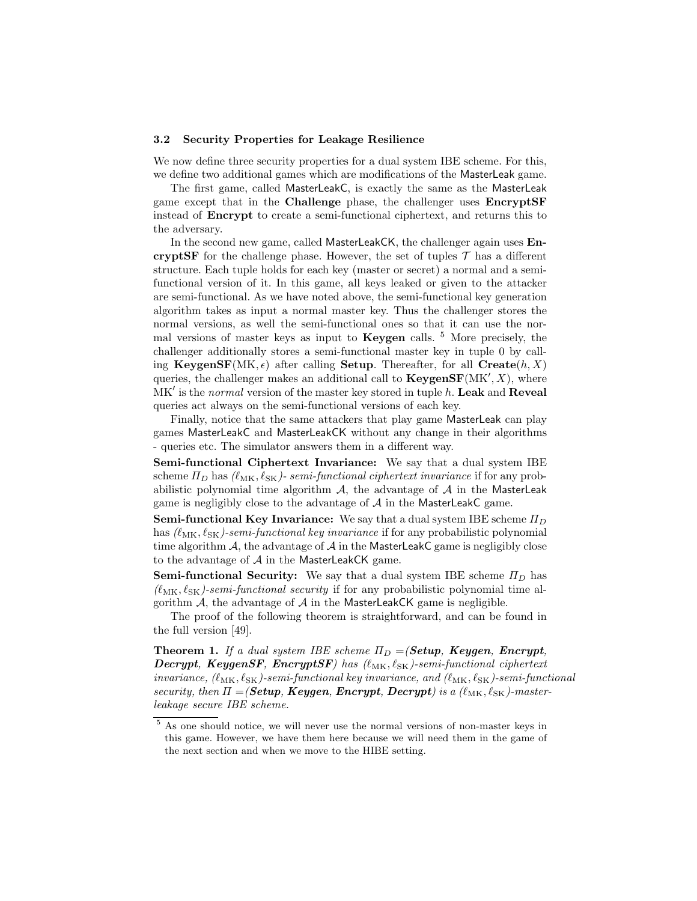### 3.2 Security Properties for Leakage Resilience

We now define three security properties for a dual system IBE scheme. For this, we define two additional games which are modifications of the MasterLeak game.

The first game, called MasterLeakC, is exactly the same as the MasterLeak game except that in the **Challenge** phase, the challenger uses **EncryptSF** instead of **Encrypt** to create a semi-functional ciphertext, and returns this to the adversary.

In the second new game, called MasterLeakCK, the challenger again uses **EncryptSF** for the challenge phase. However, the set of tuples $\mathcal{T}$ has a different structure. Each tuple holds for each key (master or secret) a normal and a semi-functional version of it. In this game, all keys leaked or given to the attacker are semi-functional. As we have noted above, the semi-functional key generation algorithm takes as input a normal master key. Thus the challenger stores the normal versions, as well the semi-functional ones so that it can use the normal versions of master keys as input to **Keygen** calls. [5] More precisely, the challenger additionally stores a semi-functional master key in tuple 0 by calling **KeygenSF**(MK, $\epsilon$) after calling **Setup**. Thereafter, for all **Create**($h, X$) queries, the challenger makes an additional call to **KeygenSF**(MK$'$, $X$), where MK$'$ is the *normal* version of the master key stored in tuple $h$. **Leak** and **Reveal** queries act always on the semi-functional versions of each key.

Finally, notice that the same attackers that play game MasterLeak can play games MasterLeakC and MasterLeakCK without any change in their algorithms - queries etc. The simulator answers them in a different way.

**Semi-functional Ciphertext Invariance:** We say that a dual system IBE scheme $\Pi_D$ has *($\ell_{\mathrm{MK}}, \ell_{\mathrm{SK}}$)- semi-functional ciphertext invariance* if for any probabilistic polynomial time algorithm $\mathcal{A}$, the advantage of $\mathcal{A}$ in the MasterLeak game is negligibly close to the advantage of $\mathcal{A}$ in the MasterLeakC game.

**Semi-functional Key Invariance:** We say that a dual system IBE scheme $\Pi_D$ has *($\ell_{\mathrm{MK}}, \ell_{\mathrm{SK}}$)-semi-functional key invariance* if for any probabilistic polynomial time algorithm $\mathcal{A}$, the advantage of $\mathcal{A}$ in the MasterLeakC game is negligibly close to the advantage of $\mathcal{A}$ in the MasterLeakCK game.

**Semi-functional Security:** We say that a dual system IBE scheme $\Pi_D$ has *($\ell_{\mathrm{MK}}, \ell_{\mathrm{SK}}$)-semi-functional security* if for any probabilistic polynomial time algorithm $\mathcal{A}$, the advantage of $\mathcal{A}$ in the MasterLeakCK game is negligible.

The proof of the following theorem is straightforward, and can be found in the full version [49].

**Theorem 1.** *If a dual system IBE scheme $\Pi_D$ =(**Setup**, **Keygen**, **Encrypt**, **Decrypt**, **KeygenSF**, **EncryptSF**) has ($\ell_{\mathrm{MK}}, \ell_{\mathrm{SK}}$)-semi-functional ciphertext invariance, ($\ell_{\mathrm{MK}}, \ell_{\mathrm{SK}}$)-semi-functional key invariance, and ($\ell_{\mathrm{MK}}, \ell_{\mathrm{SK}}$)-semi-functional security, then $\Pi$ =(**Setup**, **Keygen**, **Encrypt**, **Decrypt**) is a ($\ell_{\mathrm{MK}}, \ell_{\mathrm{SK}}$)-master-leakage secure IBE scheme.*

[5] As one should notice, we will never use the normal versions of non-master keys in this game. However, we have them here because we will need them in the game of the next section and when we move to the HIBE setting.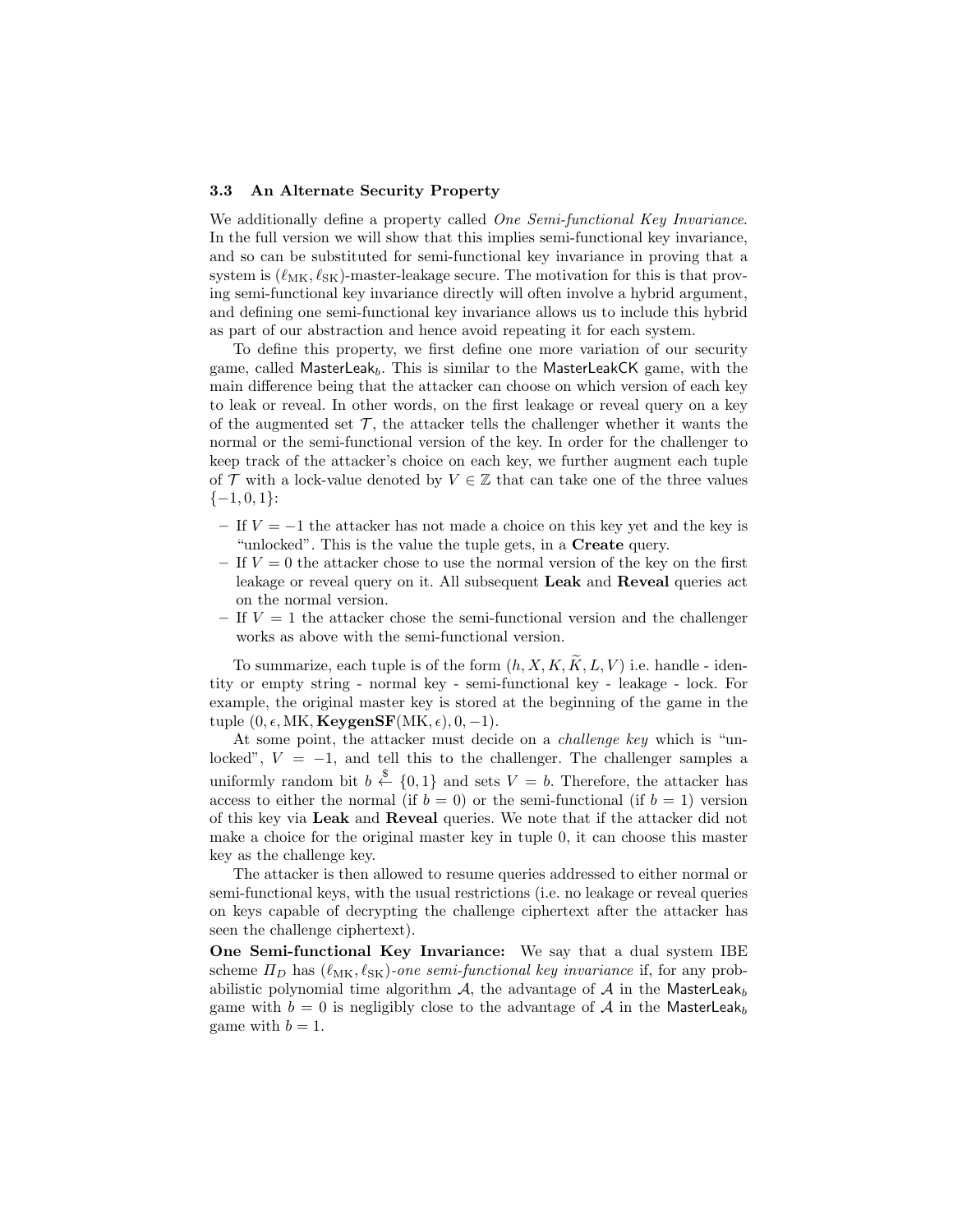### 3.3 An Alternate Security Property

We additionally define a property called *One Semi-functional Key Invariance*. In the full version we will show that this implies semi-functional key invariance, and so can be substituted for semi-functional key invariance in proving that a system is $(\ell_{\mathrm{MK}}, \ell_{\mathrm{SK}})$-master-leakage secure. The motivation for this is that proving semi-functional key invariance directly will often involve a hybrid argument, and defining one semi-functional key invariance allows us to include this hybrid as part of our abstraction and hence avoid repeating it for each system.

To define this property, we first define one more variation of our security game, called $\mathsf{MasterLeak}_b$. This is similar to the $\mathsf{MasterLeakCK}$ game, with the main difference being that the attacker can choose on which version of each key to leak or reveal. In other words, on the first leakage or reveal query on a key of the augmented set $\mathcal{T}$, the attacker tells the challenger whether it wants the normal or the semi-functional version of the key. In order for the challenger to keep track of the attacker's choice on each key, we further augment each tuple of $\mathcal{T}$ with a lock-value denoted by $V \in \mathbb{Z}$ that can take one of the three values $\{-1, 0, 1\}$:

- If $V = -1$ the attacker has not made a choice on this key yet and the key is "unlocked". This is the value the tuple gets, in a **Create** query.
- If $V = 0$ the attacker chose to use the normal version of the key on the first leakage or reveal query on it. All subsequent **Leak** and **Reveal** queries act on the normal version.
- If $V = 1$ the attacker chose the semi-functional version and the challenger works as above with the semi-functional version.

To summarize, each tuple is of the form $(h, X, K, \widetilde{K}, L, V)$ i.e. handle - identity or empty string - normal key - semi-functional key - leakage - lock. For example, the original master key is stored at the beginning of the game in the tuple $(0, \epsilon, \mathrm{MK}, \mathbf{KeygenSF}(\mathrm{MK}, \epsilon), 0, -1)$.

At some point, the attacker must decide on a *challenge key* which is "unlocked", $V = -1$, and tell this to the challenger. The challenger samples a uniformly random bit $b \xleftarrow{\$} \{0, 1\}$ and sets $V = b$. Therefore, the attacker has access to either the normal (if $b = 0$) or the semi-functional (if $b = 1$) version of this key via **Leak** and **Reveal** queries. We note that if the attacker did not make a choice for the original master key in tuple 0, it can choose this master key as the challenge key.

The attacker is then allowed to resume queries addressed to either normal or semi-functional keys, with the usual restrictions (i.e. no leakage or reveal queries on keys capable of decrypting the challenge ciphertext after the attacker has seen the challenge ciphertext).

**One Semi-functional Key Invariance:** We say that a dual system IBE scheme $\Pi_D$ has $(\ell_{\mathrm{MK}}, \ell_{\mathrm{SK}})$-*one semi-functional key invariance* if, for any probabilistic polynomial time algorithm $\mathcal{A}$, the advantage of $\mathcal{A}$ in the $\mathsf{MasterLeak}_b$ game with $b = 0$ is negligibly close to the advantage of $\mathcal{A}$ in the $\mathsf{MasterLeak}_b$ game with $b = 1$.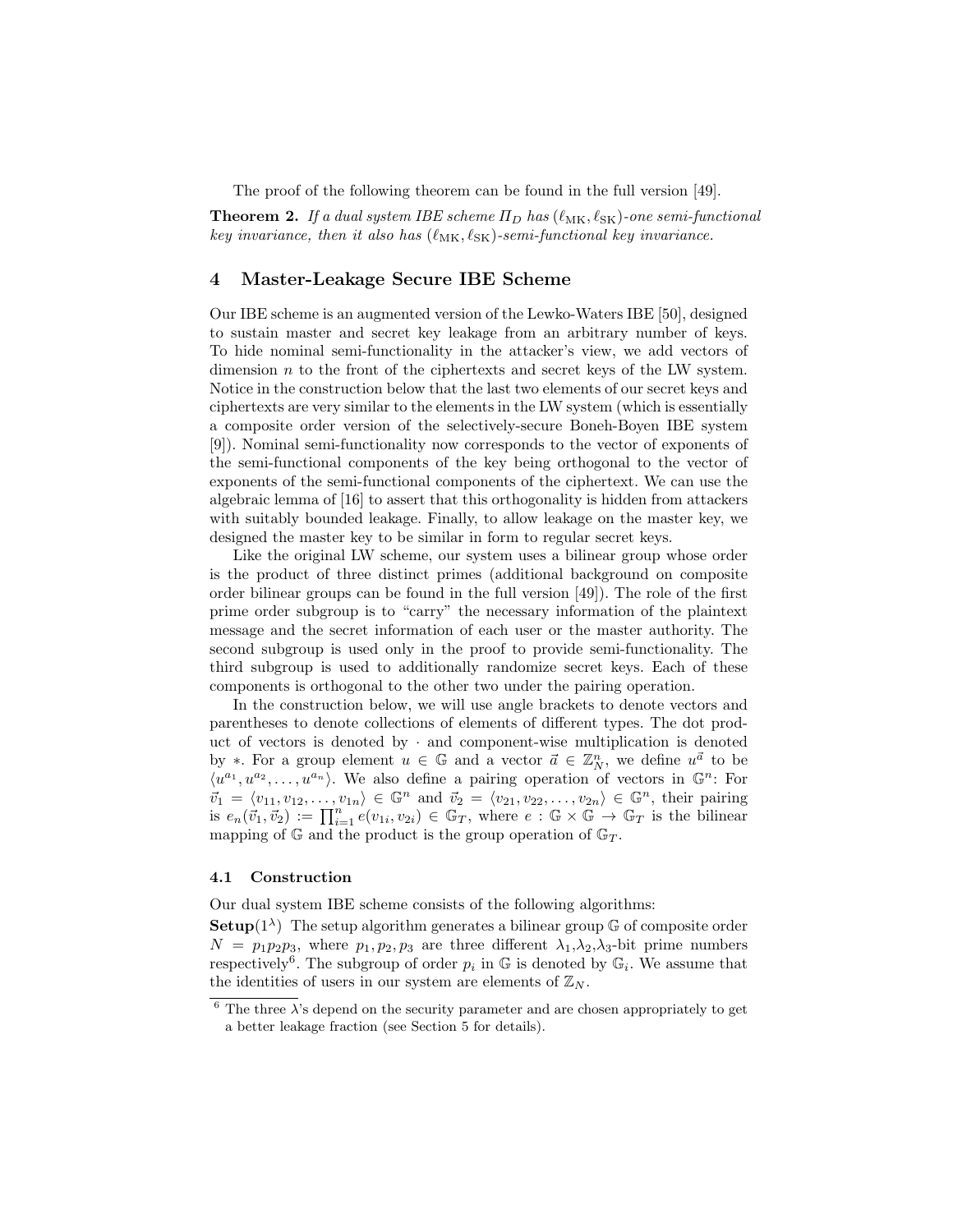The proof of the following theorem can be found in the full version [49].

**Theorem 2.** *If a dual system IBE scheme $\Pi_D$ has $(\ell_{\text{MK}}, \ell_{\text{SK}})$-one semi-functional key invariance, then it also has $(\ell_{\text{MK}}, \ell_{\text{SK}})$-semi-functional key invariance.*

## 4 Master-Leakage Secure IBE Scheme

Our IBE scheme is an augmented version of the Lewko-Waters IBE [50], designed to sustain master and secret key leakage from an arbitrary number of keys. To hide nominal semi-functionality in the attacker's view, we add vectors of dimension $n$ to the front of the ciphertexts and secret keys of the LW system. Notice in the construction below that the last two elements of our secret keys and ciphertexts are very similar to the elements in the LW system (which is essentially a composite order version of the selectively-secure Boneh-Boyen IBE system [9]). Nominal semi-functionality now corresponds to the vector of exponents of the semi-functional components of the key being orthogonal to the vector of exponents of the semi-functional components of the ciphertext. We can use the algebraic lemma of [16] to assert that this orthogonality is hidden from attackers with suitably bounded leakage. Finally, to allow leakage on the master key, we designed the master key to be similar in form to regular secret keys.

Like the original LW scheme, our system uses a bilinear group whose order is the product of three distinct primes (additional background on composite order bilinear groups can be found in the full version [49]). The role of the first prime order subgroup is to "carry" the necessary information of the plaintext message and the secret information of each user or the master authority. The second subgroup is used only in the proof to provide semi-functionality. The third subgroup is used to additionally randomize secret keys. Each of these components is orthogonal to the other two under the pairing operation.

In the construction below, we will use angle brackets to denote vectors and parentheses to denote collections of elements of different types. The dot product of vectors is denoted by $\cdot$ and component-wise multiplication is denoted by $*$. For a group element $u \in \mathbb{G}$ and a vector $\vec{a} \in \mathbb{Z}_N^n$, we define $u^{\vec{a}}$ to be $\langle u^{a_1}, u^{a_2}, \ldots, u^{a_n} \rangle$. We also define a pairing operation of vectors in $\mathbb{G}^n$: For $\vec{v}_1 = \langle v_{11}, v_{12}, \ldots, v_{1n} \rangle \in \mathbb{G}^n$ and $\vec{v}_2 = \langle v_{21}, v_{22}, \ldots, v_{2n} \rangle \in \mathbb{G}^n$, their pairing is $e_n(\vec{v}_1, \vec{v}_2) := \prod_{i=1}^{n} e(v_{1i}, v_{2i}) \in \mathbb{G}_T$, where $e : \mathbb{G} \times \mathbb{G} \to \mathbb{G}_T$ is the bilinear mapping of $\mathbb{G}$ and the product is the group operation of $\mathbb{G}_T$.

### 4.1 Construction

Our dual system IBE scheme consists of the following algorithms:

**Setup**$(1^\lambda)$ The setup algorithm generates a bilinear group $\mathbb{G}$ of composite order $N = p_1 p_2 p_3$, where $p_1, p_2, p_3$ are three different $\lambda_1$,$\lambda_2$,$\lambda_3$-bit prime numbers respectively[6]. The subgroup of order $p_i$ in $\mathbb{G}$ is denoted by $\mathbb{G}_i$. We assume that the identities of users in our system are elements of $\mathbb{Z}_N$.

[6] The three $\lambda$'s depend on the security parameter and are chosen appropriately to get a better leakage fraction (see Section 5 for details).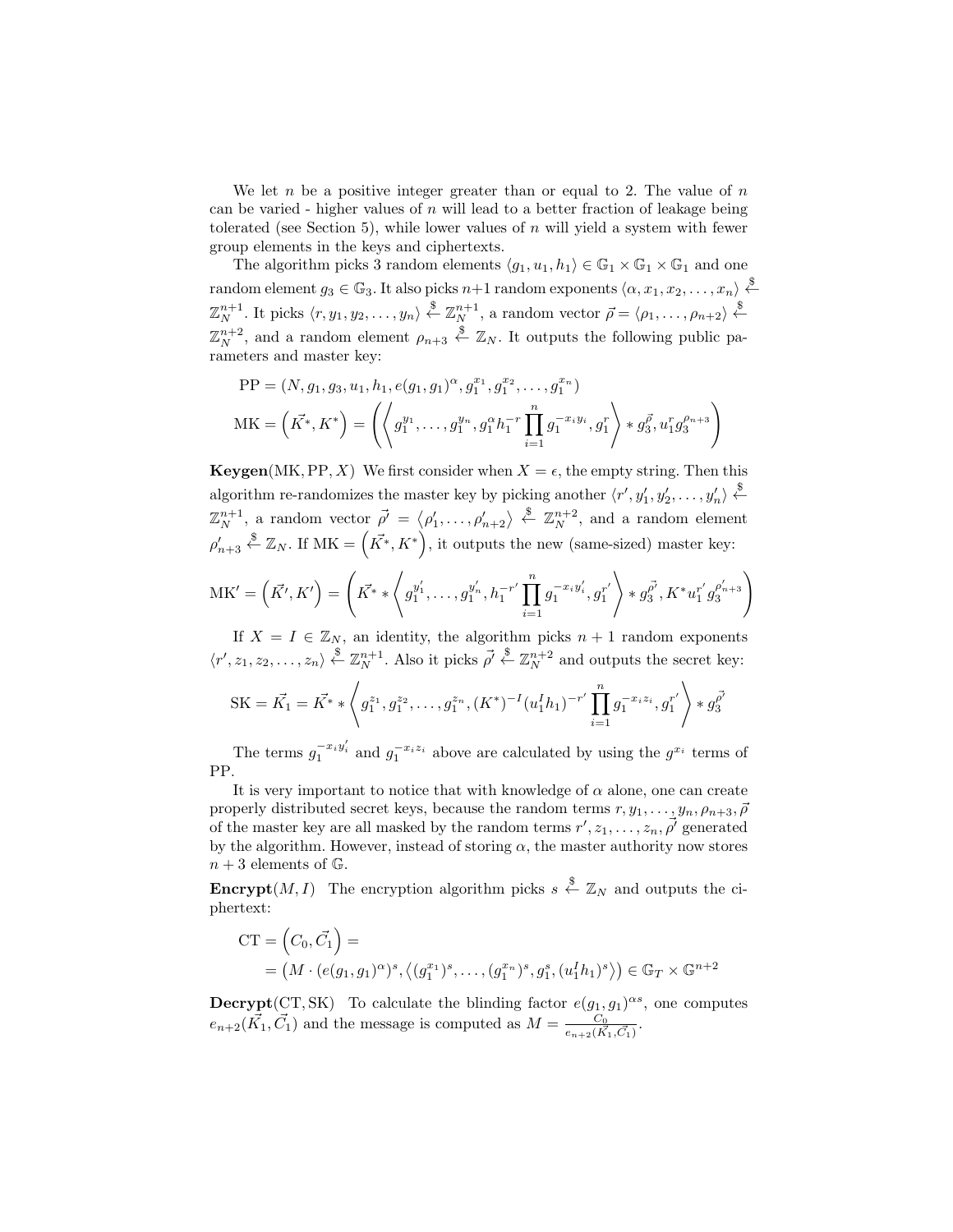We let $n$ be a positive integer greater than or equal to 2. The value of $n$ can be varied - higher values of $n$ will lead to a better fraction of leakage being tolerated (see Section 5), while lower values of $n$ will yield a system with fewer group elements in the keys and ciphertexts.

The algorithm picks 3 random elements $\langle g_1, u_1, h_1 \rangle \in \mathbb{G}_1 \times \mathbb{G}_1 \times \mathbb{G}_1$ and one random element $g_3 \in \mathbb{G}_3$. It also picks $n+1$ random exponents $\langle \alpha, x_1, x_2, \ldots, x_n \rangle \xleftarrow{\$} \mathbb{Z}_N^{n+1}$. It picks $\langle r, y_1, y_2, \ldots, y_n \rangle \xleftarrow{\$} \mathbb{Z}_N^{n+1}$, a random vector $\vec{\rho} = \langle \rho_1, \ldots, \rho_{n+2} \rangle \xleftarrow{\$} \mathbb{Z}_N^{n+2}$, and a random element $\rho_{n+3} \xleftarrow{\$} \mathbb{Z}_N$. It outputs the following public parameters and master key:

$$\mathrm{PP} = (N, g_1, g_3, u_1, h_1, e(g_1, g_1)^{\alpha}, g_1^{x_1}, g_1^{x_2}, \ldots, g_1^{x_n})$$

$$\mathrm{MK} = \left(\vec{K^*}, K^*\right) = \left( \left\langle g_1^{y_1}, \ldots, g_1^{y_n}, g_1^{\alpha} h_1^{-r} \prod_{i=1}^{n} g_1^{-x_i y_i}, g_1^{r} \right\rangle * g_3^{\vec{\rho}}, u_1^r g_3^{\rho_{n+3}} \right)$$

**Keygen**(MK, PP, $X$) We first consider when $X = \epsilon$, the empty string. Then this algorithm re-randomizes the master key by picking another $\langle r', y_1', y_2', \ldots, y_n' \rangle \xleftarrow{\$} \mathbb{Z}_N^{n+1}$, a random vector $\vec{\rho'} = \langle \rho_1', \ldots, \rho_{n+2}' \rangle \xleftarrow{\$} \mathbb{Z}_N^{n+2}$, and a random element $\rho_{n+3}' \xleftarrow{\$} \mathbb{Z}_N$. If $\mathrm{MK} = \left(\vec{K^*}, K^*\right)$, it outputs the new (same-sized) master key:

$$\mathrm{MK}' = \left(\vec{K'}, K'\right) = \left( \vec{K^*} * \left\langle g_1^{y_1'}, \ldots, g_1^{y_n'}, h_1^{-r'} \prod_{i=1}^{n} g_1^{-x_i y_i'}, g_1^{r'} \right\rangle * g_3^{\vec{\rho'}}, K^* u_1^{r'} g_3^{\rho_{n+3}'} \right)$$

If $X = I \in \mathbb{Z}_N$, an identity, the algorithm picks $n+1$ random exponents $\langle r', z_1, z_2, \ldots, z_n \rangle \xleftarrow{\$} \mathbb{Z}_N^{n+1}$. Also it picks $\vec{\rho'} \xleftarrow{\$} \mathbb{Z}_N^{n+2}$ and outputs the secret key:

$$\mathrm{SK} = \vec{K_1} = \vec{K^*} * \left\langle g_1^{z_1}, g_1^{z_2}, \ldots, g_1^{z_n}, (K^*)^{-I} (u_1^I h_1)^{-r'} \prod_{i=1}^{n} g_1^{-x_i z_i}, g_1^{r'} \right\rangle * g_3^{\vec{\rho'}}$$

The terms $g_1^{-x_i y_i'}$ and $g_1^{-x_i z_i}$ above are calculated by using the $g^{x_i}$ terms of PP.

It is very important to notice that with knowledge of $\alpha$ alone, one can create properly distributed secret keys, because the random terms $r, y_1, \ldots, y_n, \rho_{n+3}, \vec{\rho}$ of the master key are all masked by the random terms $r', z_1, \ldots, z_n, \vec{\rho'}$ generated by the algorithm. However, instead of storing $\alpha$, the master authority now stores $n+3$ elements of $\mathbb{G}$.

**Encrypt**$(M, I)$ The encryption algorithm picks $s \xleftarrow{\$} \mathbb{Z}_N$ and outputs the ciphertext:

$$\begin{aligned} \mathrm{CT} &= \left(C_0, \vec{C_1}\right) = \\ &= \left(M \cdot (e(g_1, g_1)^{\alpha})^s, \left\langle (g_1^{x_1})^s, \ldots, (g_1^{x_n})^s, g_1^s, (u_1^I h_1)^s \right\rangle\right) \in \mathbb{G}_T \times \mathbb{G}^{n+2} \end{aligned}$$

**Decrypt**(CT, SK) To calculate the blinding factor $e(g_1, g_1)^{\alpha s}$, one computes $e_{n+2}(\vec{K_1}, \vec{C_1})$ and the message is computed as $M = \frac{C_0}{e_{n+2}(\vec{K_1}, \vec{C_1})}$.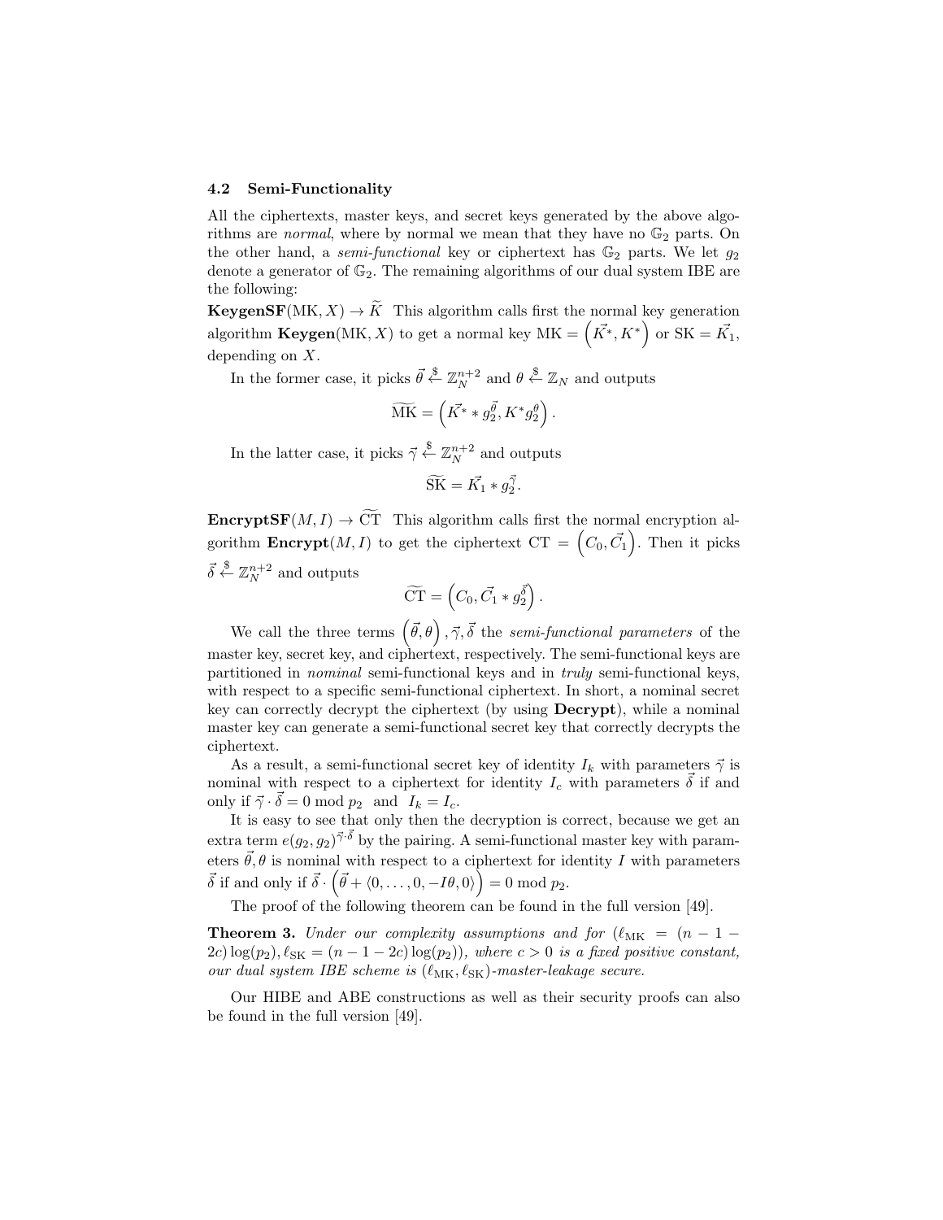### 4.2 Semi-Functionality

All the ciphertexts, master keys, and secret keys generated by the above algorithms are *normal*, where by normal we mean that they have no $\mathbb{G}_2$ parts. On the other hand, a *semi-functional* key or ciphertext has $\mathbb{G}_2$ parts. We let $g_2$ denote a generator of $\mathbb{G}_2$. The remaining algorithms of our dual system IBE are the following:

**KeygenSF**$(\text{MK}, X) \to \widetilde{K}$ This algorithm calls first the normal key generation algorithm **Keygen**$(\text{MK}, X)$ to get a normal key $\text{MK} = \left(\vec{K^*}, K^*\right)$ or $\text{SK} = \vec{K_1}$, depending on $X$.

In the former case, it picks $\vec{\theta} \xleftarrow{\$} \mathbb{Z}_N^{n+2}$ and $\theta \xleftarrow{\$} \mathbb{Z}_N$ and outputs

$$\widetilde{\text{MK}} = \left(\vec{K^*} * g_2^{\vec{\theta}}, K^* g_2^{\theta}\right).$$

In the latter case, it picks $\vec{\gamma} \xleftarrow{\$} \mathbb{Z}_N^{n+2}$ and outputs

$$\widetilde{\text{SK}} = \vec{K_1} * g_2^{\vec{\gamma}}.$$

**EncryptSF**$(M, I) \to \widetilde{\text{CT}}$ This algorithm calls first the normal encryption algorithm **Encrypt**$(M, I)$ to get the ciphertext $\text{CT} = \left(C_0, \vec{C_1}\right)$. Then it picks $\vec{\delta} \xleftarrow{\$} \mathbb{Z}_N^{n+2}$ and outputs

$$\widetilde{\text{CT}} = \left(C_0, \vec{C_1} * g_2^{\vec{\delta}}\right).$$

We call the three terms $\left(\vec{\theta}, \theta\right), \vec{\gamma}, \vec{\delta}$ the *semi-functional parameters* of the master key, secret key, and ciphertext, respectively. The semi-functional keys are partitioned in *nominal* semi-functional keys and in *truly* semi-functional keys, with respect to a specific semi-functional ciphertext. In short, a nominal secret key can correctly decrypt the ciphertext (by using **Decrypt**), while a nominal master key can generate a semi-functional secret key that correctly decrypts the ciphertext.

As a result, a semi-functional secret key of identity $I_k$ with parameters $\vec{\gamma}$ is nominal with respect to a ciphertext for identity $I_c$ with parameters $\vec{\delta}$ if and only if $\vec{\gamma} \cdot \vec{\delta} = 0 \bmod p_2$ and $I_k = I_c$.

It is easy to see that only then the decryption is correct, because we get an extra term $e(g_2, g_2)^{\vec{\gamma} \cdot \vec{\delta}}$ by the pairing. A semi-functional master key with parameters $\vec{\theta}, \theta$ is nominal with respect to a ciphertext for identity $I$ with parameters $\vec{\delta}$ if and only if $\vec{\delta} \cdot \left(\vec{\theta} + \langle 0, \ldots, 0, -I\theta, 0\rangle\right) = 0 \bmod p_2$.

The proof of the following theorem can be found in the full version [49].

**Theorem 3.** *Under our complexity assumptions and for* $(\ell_{\text{MK}} = (n - 1 - 2c)\log(p_2), \ell_{\text{SK}} = (n - 1 - 2c)\log(p_2))$*, where* $c > 0$ *is a fixed positive constant, our dual system IBE scheme is* $(\ell_{\text{MK}}, \ell_{\text{SK}})$*-master-leakage secure.*

Our HIBE and ABE constructions as well as their security proofs can also be found in the full version [49].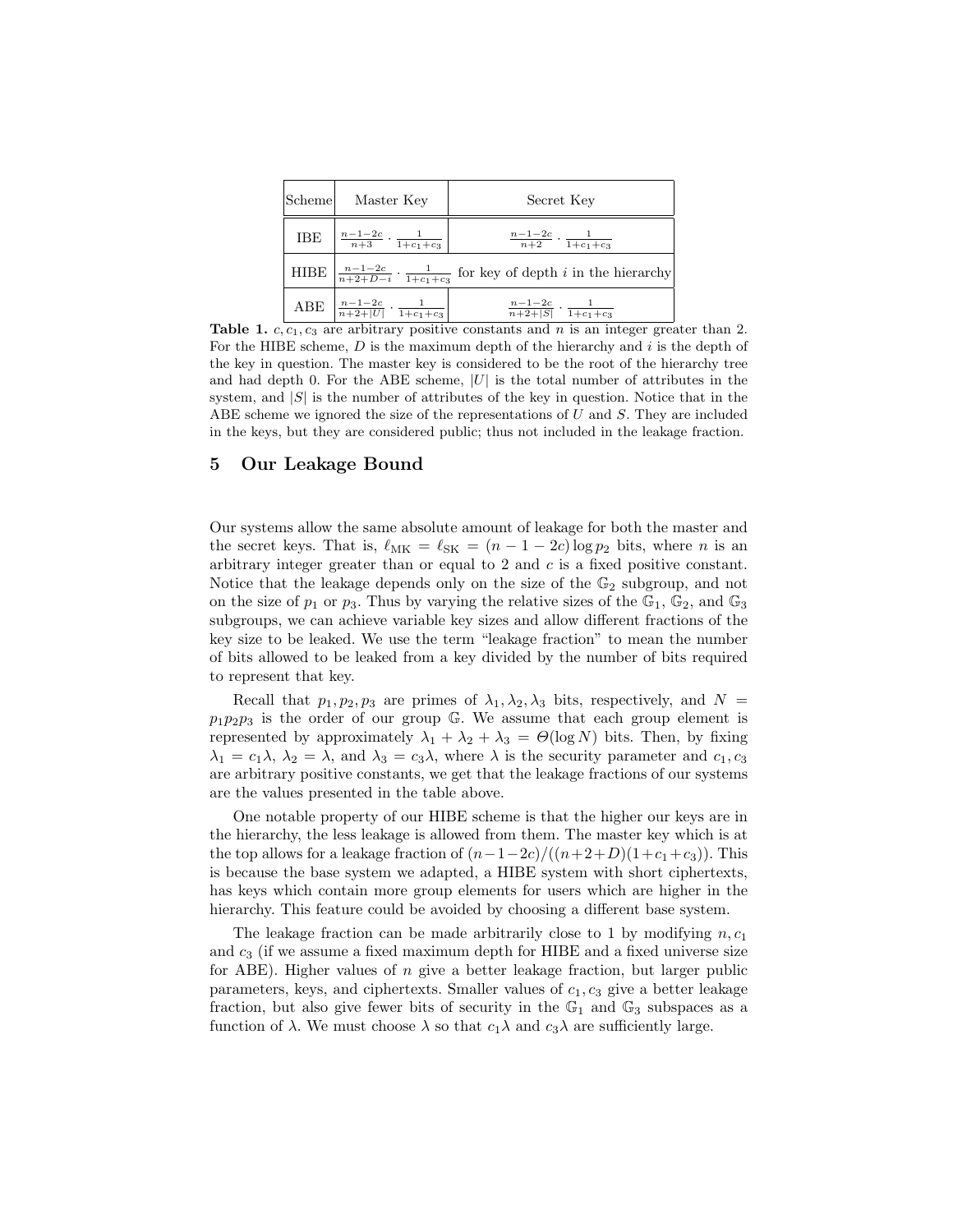| Scheme | Master Key | Secret Key |
|---|---|---|
| IBE | $\frac{n-1-2c}{n+3} \cdot \frac{1}{1+c_1+c_3}$ | $\frac{n-1-2c}{n+2} \cdot \frac{1}{1+c_1+c_3}$ |
| HIBE | $\frac{n-1-2c}{n+2+D-i} \cdot \frac{1}{1+c_1+c_3}$ for key of depth $i$ in the hierarchy | |
| ABE | $\frac{n-1-2c}{n+2+\lvert U\rvert} \cdot \frac{1}{1+c_1+c_3}$ | $\frac{n-1-2c}{n+2+\lvert S\rvert} \cdot \frac{1}{1+c_1+c_3}$ |

**Table 1.** $c, c_1, c_3$ are arbitrary positive constants and $n$ is an integer greater than 2. For the HIBE scheme, $D$ is the maximum depth of the hierarchy and $i$ is the depth of the key in question. The master key is considered to be the root of the hierarchy tree and had depth 0. For the ABE scheme, $|U|$ is the total number of attributes in the system, and $|S|$ is the number of attributes of the key in question. Notice that in the ABE scheme we ignored the size of the representations of $U$ and $S$. They are included in the keys, but they are considered public; thus not included in the leakage fraction.

## 5 Our Leakage Bound

Our systems allow the same absolute amount of leakage for both the master and the secret keys. That is, $\ell_{\mathrm{MK}} = \ell_{\mathrm{SK}} = (n-1-2c)\log p_2$ bits, where $n$ is an arbitrary integer greater than or equal to 2 and $c$ is a fixed positive constant. Notice that the leakage depends only on the size of the $\mathbb{G}_2$ subgroup, and not on the size of $p_1$ or $p_3$. Thus by varying the relative sizes of the $\mathbb{G}_1$, $\mathbb{G}_2$, and $\mathbb{G}_3$ subgroups, we can achieve variable key sizes and allow different fractions of the key size to be leaked. We use the term "leakage fraction" to mean the number of bits allowed to be leaked from a key divided by the number of bits required to represent that key.

Recall that $p_1, p_2, p_3$ are primes of $\lambda_1, \lambda_2, \lambda_3$ bits, respectively, and $N = p_1 p_2 p_3$ is the order of our group $\mathbb{G}$. We assume that each group element is represented by approximately $\lambda_1 + \lambda_2 + \lambda_3 = \Theta(\log N)$ bits. Then, by fixing $\lambda_1 = c_1\lambda$, $\lambda_2 = \lambda$, and $\lambda_3 = c_3\lambda$, where $\lambda$ is the security parameter and $c_1, c_3$ are arbitrary positive constants, we get that the leakage fractions of our systems are the values presented in the table above.

One notable property of our HIBE scheme is that the higher our keys are in the hierarchy, the less leakage is allowed from them. The master key which is at the top allows for a leakage fraction of $(n-1-2c)/((n+2+D)(1+c_1+c_3))$. This is because the base system we adapted, a HIBE system with short ciphertexts, has keys which contain more group elements for users which are higher in the hierarchy. This feature could be avoided by choosing a different base system.

The leakage fraction can be made arbitrarily close to 1 by modifying $n, c_1$ and $c_3$ (if we assume a fixed maximum depth for HIBE and a fixed universe size for ABE). Higher values of $n$ give a better leakage fraction, but larger public parameters, keys, and ciphertexts. Smaller values of $c_1, c_3$ give a better leakage fraction, but also give fewer bits of security in the $\mathbb{G}_1$ and $\mathbb{G}_3$ subspaces as a function of $\lambda$. We must choose $\lambda$ so that $c_1\lambda$ and $c_3\lambda$ are sufficiently large.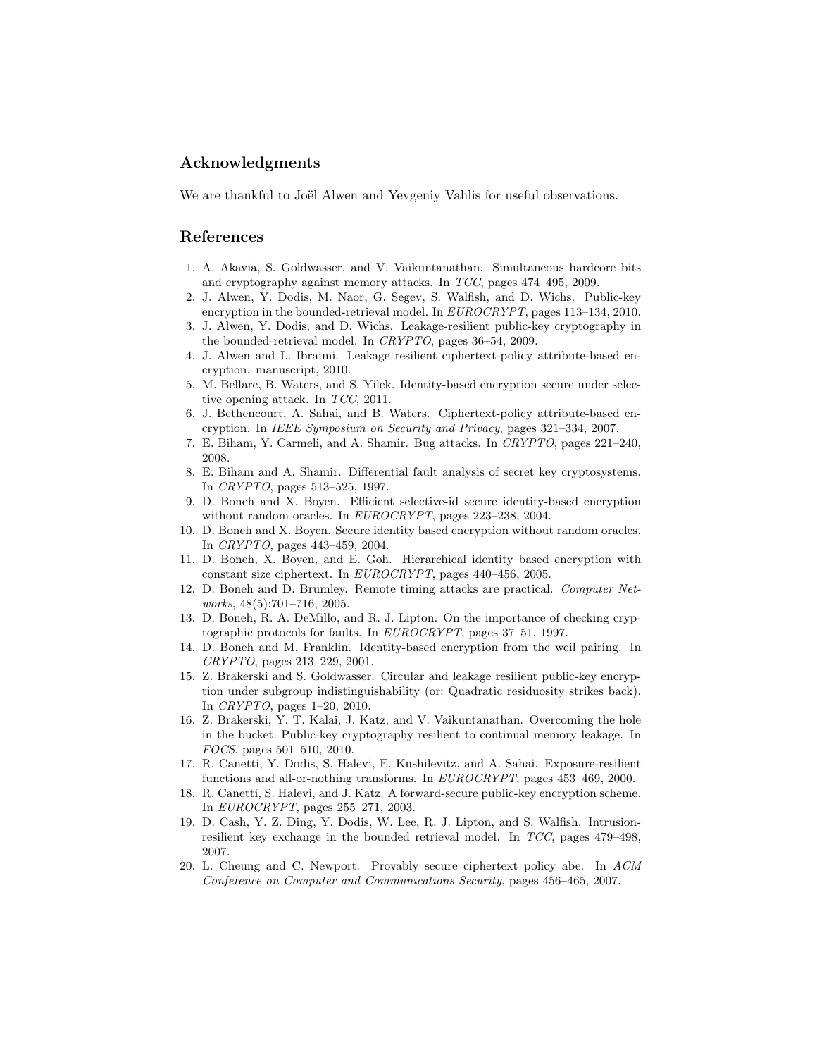## Acknowledgments

We are thankful to Joël Alwen and Yevgeniy Vahlis for useful observations.

## References

1. A. Akavia, S. Goldwasser, and V. Vaikuntanathan. Simultaneous hardcore bits and cryptography against memory attacks. In *TCC*, pages 474–495, 2009.
2. J. Alwen, Y. Dodis, M. Naor, G. Segev, S. Walfish, and D. Wichs. Public-key encryption in the bounded-retrieval model. In *EUROCRYPT*, pages 113–134, 2010.
3. J. Alwen, Y. Dodis, and D. Wichs. Leakage-resilient public-key cryptography in the bounded-retrieval model. In *CRYPTO*, pages 36–54, 2009.
4. J. Alwen and L. Ibraimi. Leakage resilient ciphertext-policy attribute-based encryption. manuscript, 2010.
5. M. Bellare, B. Waters, and S. Yilek. Identity-based encryption secure under selective opening attack. In *TCC*, 2011.
6. J. Bethencourt, A. Sahai, and B. Waters. Ciphertext-policy attribute-based encryption. In *IEEE Symposium on Security and Privacy*, pages 321–334, 2007.
7. E. Biham, Y. Carmeli, and A. Shamir. Bug attacks. In *CRYPTO*, pages 221–240, 2008.
8. E. Biham and A. Shamir. Differential fault analysis of secret key cryptosystems. In *CRYPTO*, pages 513–525, 1997.
9. D. Boneh and X. Boyen. Efficient selective-id secure identity-based encryption without random oracles. In *EUROCRYPT*, pages 223–238, 2004.
10. D. Boneh and X. Boyen. Secure identity based encryption without random oracles. In *CRYPTO*, pages 443–459, 2004.
11. D. Boneh, X. Boyen, and E. Goh. Hierarchical identity based encryption with constant size ciphertext. In *EUROCRYPT*, pages 440–456, 2005.
12. D. Boneh and D. Brumley. Remote timing attacks are practical. *Computer Networks*, 48(5):701–716, 2005.
13. D. Boneh, R. A. DeMillo, and R. J. Lipton. On the importance of checking cryptographic protocols for faults. In *EUROCRYPT*, pages 37–51, 1997.
14. D. Boneh and M. Franklin. Identity-based encryption from the weil pairing. In *CRYPTO*, pages 213–229, 2001.
15. Z. Brakerski and S. Goldwasser. Circular and leakage resilient public-key encryption under subgroup indistinguishability (or: Quadratic residuosity strikes back). In *CRYPTO*, pages 1–20, 2010.
16. Z. Brakerski, Y. T. Kalai, J. Katz, and V. Vaikuntanathan. Overcoming the hole in the bucket: Public-key cryptography resilient to continual memory leakage. In *FOCS*, pages 501–510, 2010.
17. R. Canetti, Y. Dodis, S. Halevi, E. Kushilevitz, and A. Sahai. Exposure-resilient functions and all-or-nothing transforms. In *EUROCRYPT*, pages 453–469, 2000.
18. R. Canetti, S. Halevi, and J. Katz. A forward-secure public-key encryption scheme. In *EUROCRYPT*, pages 255–271, 2003.
19. D. Cash, Y. Z. Ding, Y. Dodis, W. Lee, R. J. Lipton, and S. Walfish. Intrusion-resilient key exchange in the bounded retrieval model. In *TCC*, pages 479–498, 2007.
20. L. Cheung and C. Newport. Provably secure ciphertext policy abe. In *ACM Conference on Computer and Communications Security*, pages 456–465, 2007.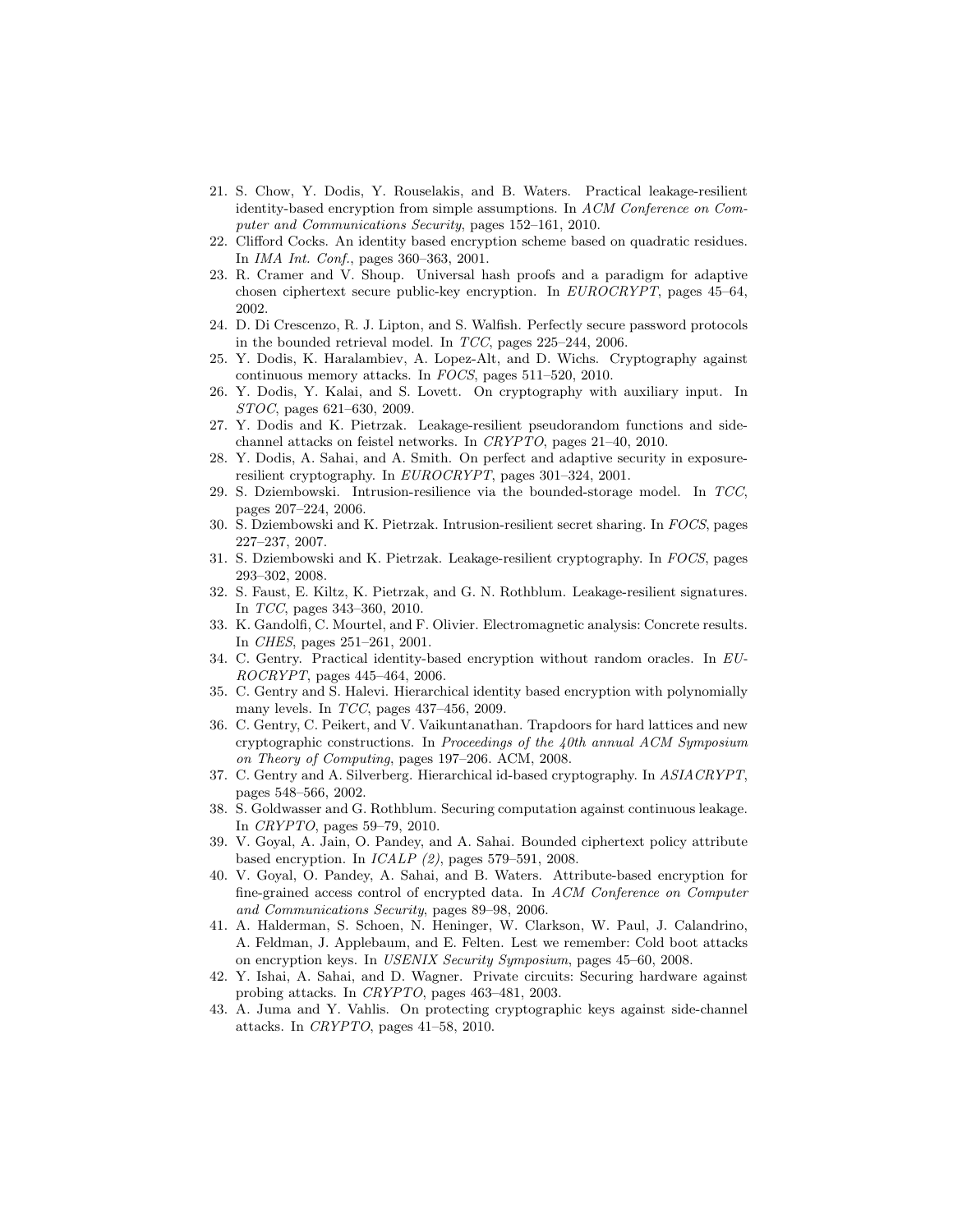21. S. Chow, Y. Dodis, Y. Rouselakis, and B. Waters. Practical leakage-resilient identity-based encryption from simple assumptions. In *ACM Conference on Computer and Communications Security*, pages 152–161, 2010.
22. Clifford Cocks. An identity based encryption scheme based on quadratic residues. In *IMA Int. Conf.*, pages 360–363, 2001.
23. R. Cramer and V. Shoup. Universal hash proofs and a paradigm for adaptive chosen ciphertext secure public-key encryption. In *EUROCRYPT*, pages 45–64, 2002.
24. D. Di Crescenzo, R. J. Lipton, and S. Walfish. Perfectly secure password protocols in the bounded retrieval model. In *TCC*, pages 225–244, 2006.
25. Y. Dodis, K. Haralambiev, A. Lopez-Alt, and D. Wichs. Cryptography against continuous memory attacks. In *FOCS*, pages 511–520, 2010.
26. Y. Dodis, Y. Kalai, and S. Lovett. On cryptography with auxiliary input. In *STOC*, pages 621–630, 2009.
27. Y. Dodis and K. Pietrzak. Leakage-resilient pseudorandom functions and side-channel attacks on feistel networks. In *CRYPTO*, pages 21–40, 2010.
28. Y. Dodis, A. Sahai, and A. Smith. On perfect and adaptive security in exposure-resilient cryptography. In *EUROCRYPT*, pages 301–324, 2001.
29. S. Dziembowski. Intrusion-resilience via the bounded-storage model. In *TCC*, pages 207–224, 2006.
30. S. Dziembowski and K. Pietrzak. Intrusion-resilient secret sharing. In *FOCS*, pages 227–237, 2007.
31. S. Dziembowski and K. Pietrzak. Leakage-resilient cryptography. In *FOCS*, pages 293–302, 2008.
32. S. Faust, E. Kiltz, K. Pietrzak, and G. N. Rothblum. Leakage-resilient signatures. In *TCC*, pages 343–360, 2010.
33. K. Gandolfi, C. Mourtel, and F. Olivier. Electromagnetic analysis: Concrete results. In *CHES*, pages 251–261, 2001.
34. C. Gentry. Practical identity-based encryption without random oracles. In *EUROCRYPT*, pages 445–464, 2006.
35. C. Gentry and S. Halevi. Hierarchical identity based encryption with polynomially many levels. In *TCC*, pages 437–456, 2009.
36. C. Gentry, C. Peikert, and V. Vaikuntanathan. Trapdoors for hard lattices and new cryptographic constructions. In *Proceedings of the 40th annual ACM Symposium on Theory of Computing*, pages 197–206. ACM, 2008.
37. C. Gentry and A. Silverberg. Hierarchical id-based cryptography. In *ASIACRYPT*, pages 548–566, 2002.
38. S. Goldwasser and G. Rothblum. Securing computation against continuous leakage. In *CRYPTO*, pages 59–79, 2010.
39. V. Goyal, A. Jain, O. Pandey, and A. Sahai. Bounded ciphertext policy attribute based encryption. In *ICALP (2)*, pages 579–591, 2008.
40. V. Goyal, O. Pandey, A. Sahai, and B. Waters. Attribute-based encryption for fine-grained access control of encrypted data. In *ACM Conference on Computer and Communications Security*, pages 89–98, 2006.
41. A. Halderman, S. Schoen, N. Heninger, W. Clarkson, W. Paul, J. Calandrino, A. Feldman, J. Applebaum, and E. Felten. Lest we remember: Cold boot attacks on encryption keys. In *USENIX Security Symposium*, pages 45–60, 2008.
42. Y. Ishai, A. Sahai, and D. Wagner. Private circuits: Securing hardware against probing attacks. In *CRYPTO*, pages 463–481, 2003.
43. A. Juma and Y. Vahlis. On protecting cryptographic keys against side-channel attacks. In *CRYPTO*, pages 41–58, 2010.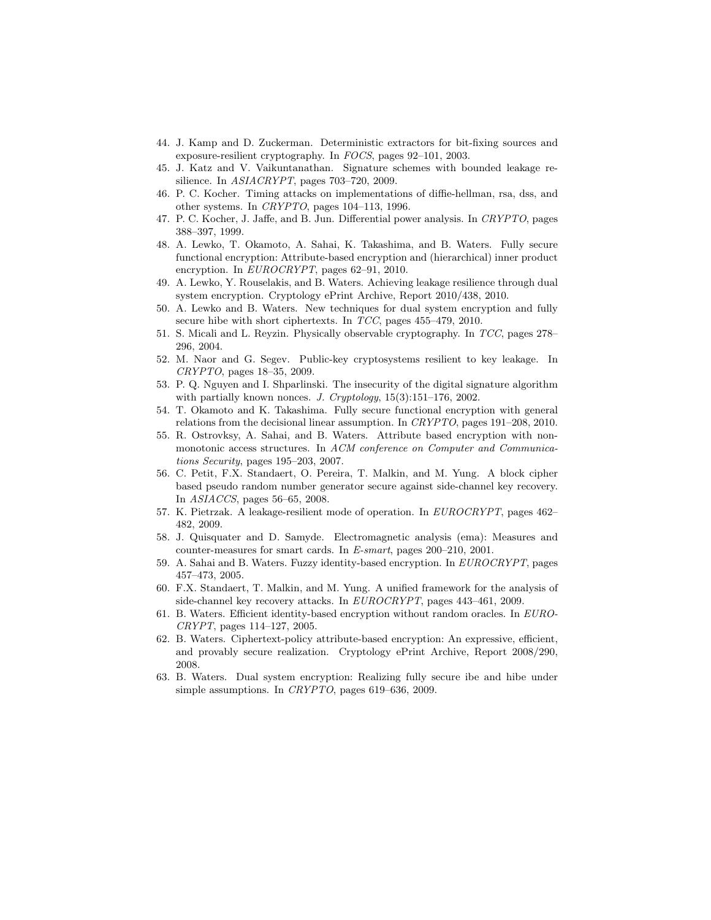44. J. Kamp and D. Zuckerman. Deterministic extractors for bit-fixing sources and exposure-resilient cryptography. In *FOCS*, pages 92–101, 2003.
45. J. Katz and V. Vaikuntanathan. Signature schemes with bounded leakage resilience. In *ASIACRYPT*, pages 703–720, 2009.
46. P. C. Kocher. Timing attacks on implementations of diffie-hellman, rsa, dss, and other systems. In *CRYPTO*, pages 104–113, 1996.
47. P. C. Kocher, J. Jaffe, and B. Jun. Differential power analysis. In *CRYPTO*, pages 388–397, 1999.
48. A. Lewko, T. Okamoto, A. Sahai, K. Takashima, and B. Waters. Fully secure functional encryption: Attribute-based encryption and (hierarchical) inner product encryption. In *EUROCRYPT*, pages 62–91, 2010.
49. A. Lewko, Y. Rouselakis, and B. Waters. Achieving leakage resilience through dual system encryption. Cryptology ePrint Archive, Report 2010/438, 2010.
50. A. Lewko and B. Waters. New techniques for dual system encryption and fully secure hibe with short ciphertexts. In *TCC*, pages 455–479, 2010.
51. S. Micali and L. Reyzin. Physically observable cryptography. In *TCC*, pages 278–296, 2004.
52. M. Naor and G. Segev. Public-key cryptosystems resilient to key leakage. In *CRYPTO*, pages 18–35, 2009.
53. P. Q. Nguyen and I. Shparlinski. The insecurity of the digital signature algorithm with partially known nonces. *J. Cryptology*, 15(3):151–176, 2002.
54. T. Okamoto and K. Takashima. Fully secure functional encryption with general relations from the decisional linear assumption. In *CRYPTO*, pages 191–208, 2010.
55. R. Ostrovksy, A. Sahai, and B. Waters. Attribute based encryption with non-monotonic access structures. In *ACM conference on Computer and Communications Security*, pages 195–203, 2007.
56. C. Petit, F.X. Standaert, O. Pereira, T. Malkin, and M. Yung. A block cipher based pseudo random number generator secure against side-channel key recovery. In *ASIACCS*, pages 56–65, 2008.
57. K. Pietrzak. A leakage-resilient mode of operation. In *EUROCRYPT*, pages 462–482, 2009.
58. J. Quisquater and D. Samyde. Electromagnetic analysis (ema): Measures and counter-measures for smart cards. In *E-smart*, pages 200–210, 2001.
59. A. Sahai and B. Waters. Fuzzy identity-based encryption. In *EUROCRYPT*, pages 457–473, 2005.
60. F.X. Standaert, T. Malkin, and M. Yung. A unified framework for the analysis of side-channel key recovery attacks. In *EUROCRYPT*, pages 443–461, 2009.
61. B. Waters. Efficient identity-based encryption without random oracles. In *EUROCRYPT*, pages 114–127, 2005.
62. B. Waters. Ciphertext-policy attribute-based encryption: An expressive, efficient, and provably secure realization. Cryptology ePrint Archive, Report 2008/290, 2008.
63. B. Waters. Dual system encryption: Realizing fully secure ibe and hibe under simple assumptions. In *CRYPTO*, pages 619–636, 2009.